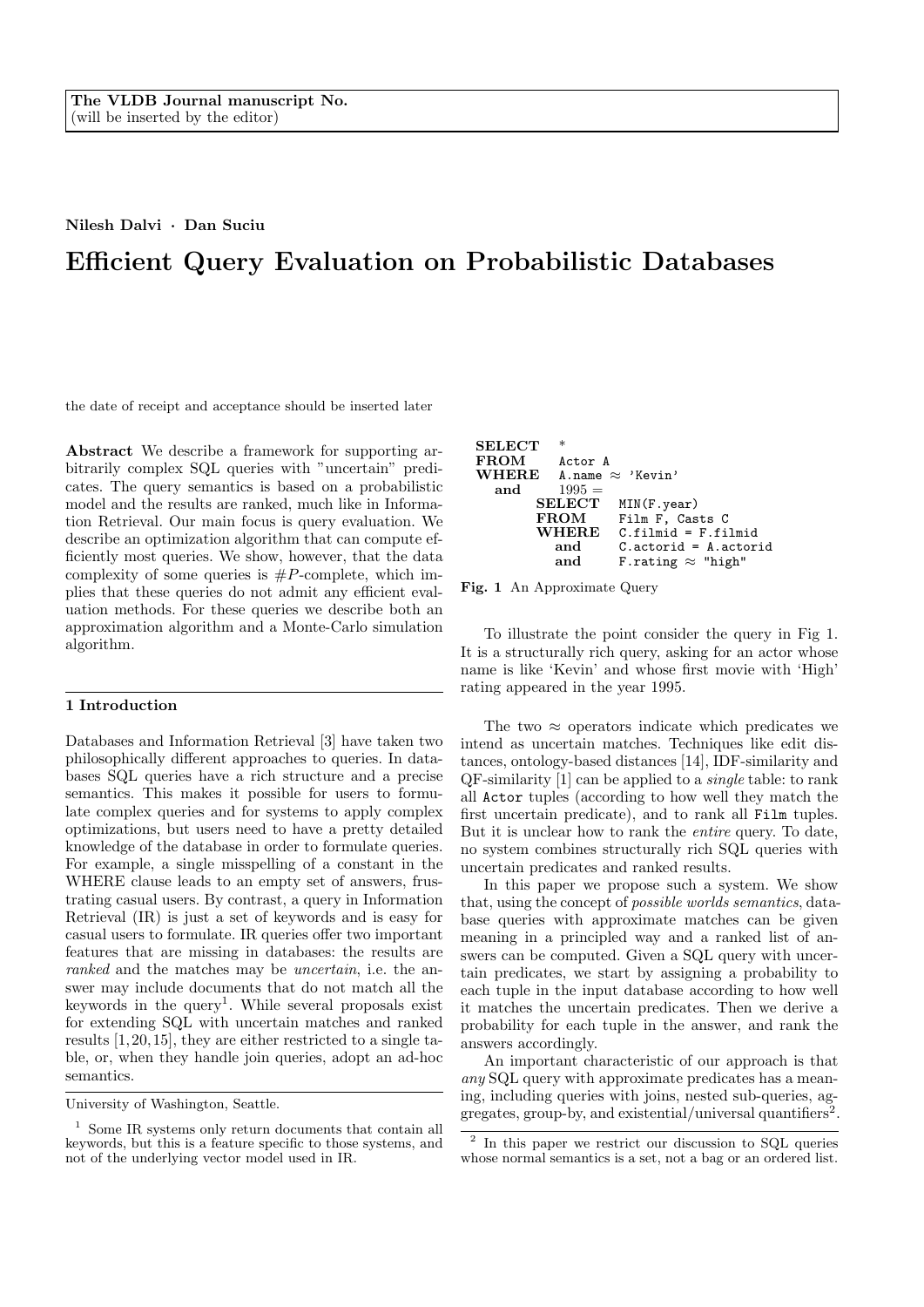The VLDB Journal manuscript No.
(will be inserted by the editor)

**Nilesh Dalvi · Dan Suciu**

# Efficient Query Evaluation on Probabilistic Databases

the date of receipt and acceptance should be inserted later

**Abstract** We describe a framework for supporting arbitrarily complex SQL queries with "uncertain" predicates. The query semantics is based on a probabilistic model and the results are ranked, much like in Information Retrieval. Our main focus is query evaluation. We describe an optimization algorithm that can compute efficiently most queries. We show, however, that the data complexity of some queries is $\#P$-complete, which implies that these queries do not admit any efficient evaluation methods. For these queries we describe both an approximation algorithm and a Monte-Carlo simulation algorithm.

## 1 Introduction

Databases and Information Retrieval [3] have taken two philosophically different approaches to queries. In databases SQL queries have a rich structure and a precise semantics. This makes it possible for users to formulate complex queries and for systems to apply complex optimizations, but users need to have a pretty detailed knowledge of the database in order to formulate queries. For example, a single misspelling of a constant in the WHERE clause leads to an empty set of answers, frustrating casual users. By contrast, a query in Information Retrieval (IR) is just a set of keywords and is easy for casual users to formulate. IR queries offer two important features that are missing in databases: the results are *ranked* and the matches may be *uncertain*, i.e. the answer may include documents that do not match all the keywords in the query[1]. While several proposals exist for extending SQL with uncertain matches and ranked results [1,20,15], they are either restricted to a single table, or, when they handle join queries, adopt an ad-hoc semantics.

```
SELECT *
FROM   Actor A
WHERE  A.name ≈ 'Kevin'
  and  1995 =
       SELECT MIN(F.year)
       FROM   Film F, Casts C
       WHERE  C.filmid = F.filmid
         and  C.actorid = A.actorid
         and  F.rating ≈ "high"
```

**Fig. 1** An Approximate Query

To illustrate the point consider the query in Fig 1. It is a structurally rich query, asking for an actor whose name is like 'Kevin' and whose first movie with 'High' rating appeared in the year 1995.

The two $\approx$ operators indicate which predicates we intend as uncertain matches. Techniques like edit distances, ontology-based distances [14], IDF-similarity and QF-similarity [1] can be applied to a *single* table: to rank all Actor tuples (according to how well they match the first uncertain predicate), and to rank all Film tuples. But it is unclear how to rank the *entire* query. To date, no system combines structurally rich SQL queries with uncertain predicates and ranked results.

In this paper we propose such a system. We show that, using the concept of *possible worlds semantics*, database queries with approximate matches can be given meaning in a principled way and a ranked list of answers can be computed. Given a SQL query with uncertain predicates, we start by assigning a probability to each tuple in the input database according to how well it matches the uncertain predicates. Then we derive a probability for each tuple in the answer, and rank the answers accordingly.

An important characteristic of our approach is that *any* SQL query with approximate predicates has a meaning, including queries with joins, nested sub-queries, aggregates, group-by, and existential/universal quantifiers[2].

University of Washington, Seattle.

[1] Some IR systems only return documents that contain all keywords, but this is a feature specific to those systems, and not of the underlying vector model used in IR.

[2] In this paper we restrict our discussion to SQL queries whose normal semantics is a set, not a bag or an ordered list.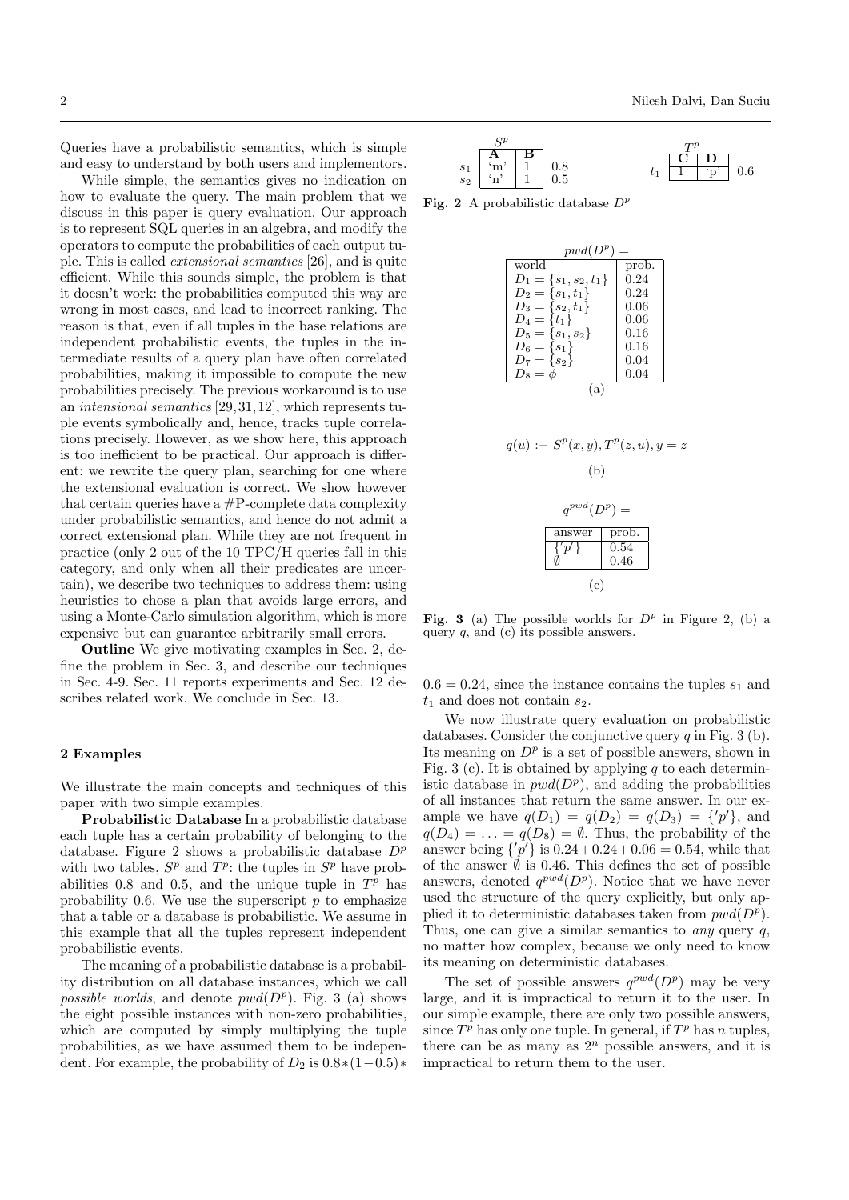Queries have a probabilistic semantics, which is simple and easy to understand by both users and implementors.

While simple, the semantics gives no indication on how to evaluate the query. The main problem that we discuss in this paper is query evaluation. Our approach is to represent SQL queries in an algebra, and modify the operators to compute the probabilities of each output tuple. This is called *extensional semantics* [26], and is quite efficient. While this sounds simple, the problem is that it doesn't work: the probabilities computed this way are wrong in most cases, and lead to incorrect ranking. The reason is that, even if all tuples in the base relations are independent probabilistic events, the tuples in the intermediate results of a query plan have often correlated probabilities, making it impossible to compute the new probabilities precisely. The previous workaround is to use an *intensional semantics* [29,31,12], which represents tuple events symbolically and, hence, tracks tuple correlations precisely. However, as we show here, this approach is too inefficient to be practical. Our approach is different: we rewrite the query plan, searching for one where the extensional evaluation is correct. We show however that certain queries have a #P-complete data complexity under probabilistic semantics, and hence do not admit a correct extensional plan. While they are not frequent in practice (only 2 out of the 10 TPC/H queries fall in this category, and only when all their predicates are uncertain), we describe two techniques to address them: using heuristics to chose a plan that avoids large errors, and using a Monte-Carlo simulation algorithm, which is more expensive but can guarantee arbitrarily small errors.

**Outline** We give motivating examples in Sec. 2, define the problem in Sec. 3, and describe our techniques in Sec. 4-9. Sec. 11 reports experiments and Sec. 12 describes related work. We conclude in Sec. 13.

## 2 Examples

We illustrate the main concepts and techniques of this paper with two simple examples.

**Probabilistic Database** In a probabilistic database each tuple has a certain probability of belonging to the database. Figure 2 shows a probabilistic database $D^p$ with two tables, $S^p$ and $T^p$: the tuples in $S^p$ have probabilities 0.8 and 0.5, and the unique tuple in $T^p$ has probability 0.6. We use the superscript $p$ to emphasize that a table or a database is probabilistic. We assume in this example that all the tuples represent independent probabilistic events.

The meaning of a probabilistic database is a probability distribution on all database instances, which we call *possible worlds*, and denote $pwd(D^p)$. Fig. 3 (a) shows the eight possible instances with non-zero probabilities, which are computed by simply multiplying the tuple probabilities, as we have assumed them to be independent. For example, the probability of $D_2$ is $0.8*(1-0.5)*0.6 = 0.24$, since the instance contains the tuples $s_1$ and $t_1$ and does not contain $s_2$.

$S^p$

| | A | B | |
|---|---|---|---|
| $s_1$ | 'm' | 1 | 0.8 |
| $s_2$ | 'n' | 1 | 0.5 |

$T^p$

| | C | D | |
|---|---|---|---|
| $t_1$ | 1 | 'p' | 0.6 |

**Fig. 2** A probabilistic database $D^p$

$pwd(D^p) =$

| world | prob. |
|---|---|
| $D_1 = \{s_1, s_2, t_1\}$ | 0.24 |
| $D_2 = \{s_1, t_1\}$ | 0.24 |
| $D_3 = \{s_2, t_1\}$ | 0.06 |
| $D_4 = \{t_1\}$ | 0.06 |
| $D_5 = \{s_1, s_2\}$ | 0.16 |
| $D_6 = \{s_1\}$ | 0.16 |
| $D_7 = \{s_2\}$ | 0.04 |
| $D_8 = \phi$ | 0.04 |

(a)

$$q(u) :- S^p(x, y), T^p(z, u), y = z$$

(b)

$q^{pwd}(D^p) =$

| answer | prob. |
|---|---|
| $\{'p'\}$ | 0.54 |
| $\emptyset$ | 0.46 |

(c)

**Fig. 3** (a) The possible worlds for $D^p$ in Figure 2, (b) a query $q$, and (c) its possible answers.

We now illustrate query evaluation on probabilistic databases. Consider the conjunctive query $q$ in Fig. 3 (b). Its meaning on $D^p$ is a set of possible answers, shown in Fig. 3 (c). It is obtained by applying $q$ to each deterministic database in $pwd(D^p)$, and adding the probabilities of all instances that return the same answer. In our example we have $q(D_1) = q(D_2) = q(D_3) = \{'p'\}$, and $q(D_4) = \ldots = q(D_8) = \emptyset$. Thus, the probability of the answer being $\{'p'\}$ is $0.24+0.24+0.06 = 0.54$, while that of the answer $\emptyset$ is 0.46. This defines the set of possible answers, denoted $q^{pwd}(D^p)$. Notice that we have never used the structure of the query explicitly, but only applied it to deterministic databases taken from $pwd(D^p)$. Thus, one can give a similar semantics to *any* query $q$, no matter how complex, because we only need to know its meaning on deterministic databases.

The set of possible answers $q^{pwd}(D^p)$ may be very large, and it is impractical to return it to the user. In our simple example, there are only two possible answers, since $T^p$ has only one tuple. In general, if $T^p$ has $n$ tuples, there can be as many as $2^n$ possible answers, and it is impractical to return them to the user.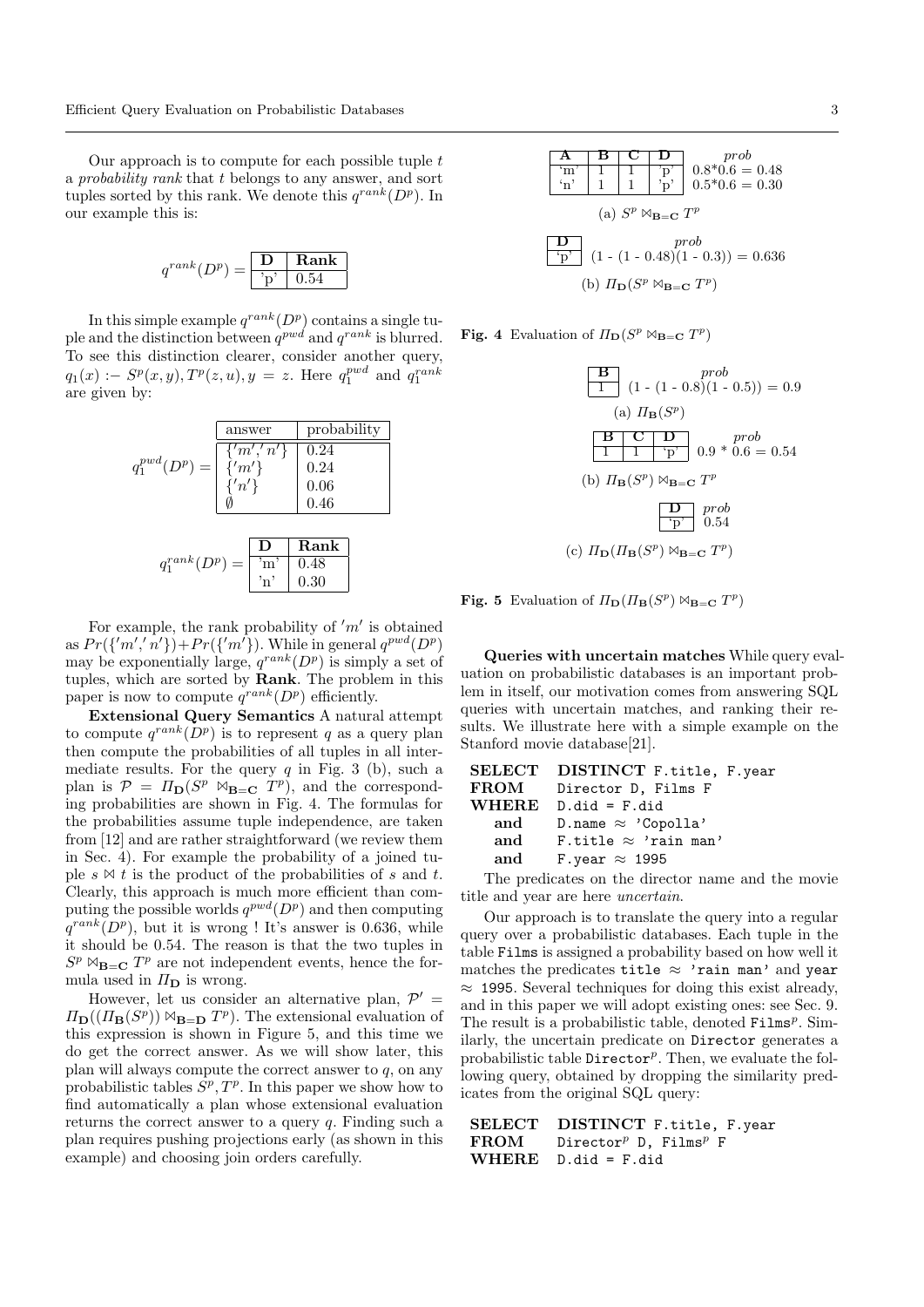Our approach is to compute for each possible tuple $t$ a *probability rank* that $t$ belongs to any answer, and sort tuples sorted by this rank. We denote this $q^{rank}(D^p)$. In our example this is:

$q^{rank}(D^p) =$

| D | Rank |
| --- | --- |
| 'p' | 0.54 |

In this simple example $q^{rank}(D^p)$ contains a single tuple and the distinction between $q^{pwd}$ and $q^{rank}$ is blurred. To see this distinction clearer, consider another query, $q_1(x) :- S^p(x, y), T^p(z, u), y = z$. Here $q_1^{pwd}$ and $q_1^{rank}$ are given by:

$q_1^{pwd}(D^p) =$

| answer | probability |
| --- | --- |
| $\{'m', 'n'\}$ | 0.24 |
| $\{'m'\}$ | 0.24 |
| $\{'n'\}$ | 0.06 |
| $\emptyset$ | 0.46 |

$q_1^{rank}(D^p) =$

| D | Rank |
| --- | --- |
| 'm' | 0.48 |
| 'n' | 0.30 |

For example, the rank probability of $'m'$ is obtained as $Pr(\{'m', 'n'\}) + Pr(\{'m'\})$. While in general $q^{pwd}(D^p)$ may be exponentially large, $q^{rank}(D^p)$ is simply a set of tuples, which are sorted by **Rank**. The problem in this paper is now to compute $q^{rank}(D^p)$ efficiently.

**Extensional Query Semantics** A natural attempt to compute $q^{rank}(D^p)$ is to represent $q$ as a query plan then compute the probabilities of all tuples in all intermediate results. For the query $q$ in Fig. 3 (b), such a plan is $\mathcal{P} = \Pi_{\mathbf{D}}(S^p \bowtie_{\mathbf{B}=\mathbf{C}} T^p)$, and the corresponding probabilities are shown in Fig. 4. The formulas for the probabilities assume tuple independence, are taken from [12] and are rather straightforward (we review them in Sec. 4). For example the probability of a joined tuple $s \bowtie t$ is the product of the probabilities of $s$ and $t$. Clearly, this approach is much more efficient than computing the possible worlds $q^{pwd}(D^p)$ and then computing $q^{rank}(D^p)$, but it is wrong ! It's answer is 0.636, while it should be 0.54. The reason is that the two tuples in $S^p \bowtie_{\mathbf{B}=\mathbf{C}} T^p$ are not independent events, hence the formula used in $\Pi_{\mathbf{D}}$ is wrong.

However, let us consider an alternative plan, $\mathcal{P}' = \Pi_{\mathbf{D}}((\Pi_{\mathbf{B}}(S^p)) \bowtie_{\mathbf{B}=\mathbf{D}} T^p)$. The extensional evaluation of this expression is shown in Figure 5, and this time we do get the correct answer. As we will show later, this plan will always compute the correct answer to $q$, on any probabilistic tables $S^p, T^p$. In this paper we show how to find automatically a plan whose extensional evaluation returns the correct answer to a query $q$. Finding such a plan requires pushing projections early (as shown in this example) and choosing join orders carefully.

| A | B | C | D | *prob* |
| --- | --- | --- | --- | --- |
| 'm' | 1 | 1 | 'p' | 0.8*0.6 = 0.48 |
| 'n' | 1 | 1 | 'p' | 0.5*0.6 = 0.30 |

(a) $S^p \bowtie_{\mathbf{B}=\mathbf{C}} T^p$

| D | *prob* |
| --- | --- |
| 'p' | (1 - (1 - 0.48)(1 - 0.3)) = 0.636 |

(b) $\Pi_{\mathbf{D}}(S^p \bowtie_{\mathbf{B}=\mathbf{C}} T^p)$

**Fig. 4** Evaluation of $\Pi_{\mathbf{D}}(S^p \bowtie_{\mathbf{B}=\mathbf{C}} T^p)$

| B | *prob* |
| --- | --- |
| 1 | (1 - (1 - 0.8)(1 - 0.5)) = 0.9 |

(a) $\Pi_{\mathbf{B}}(S^p)$

| B | C | D | *prob* |
| --- | --- | --- | --- |
| 1 | 1 | 'p' | 0.9 * 0.6 = 0.54 |

(b) $\Pi_{\mathbf{B}}(S^p) \bowtie_{\mathbf{B}=\mathbf{C}} T^p$

| D | *prob* |
| --- | --- |
| 'p' | 0.54 |

(c) $\Pi_{\mathbf{D}}(\Pi_{\mathbf{B}}(S^p) \bowtie_{\mathbf{B}=\mathbf{C}} T^p)$

**Fig. 5** Evaluation of $\Pi_{\mathbf{D}}(\Pi_{\mathbf{B}}(S^p) \bowtie_{\mathbf{B}=\mathbf{C}} T^p)$

**Queries with uncertain matches** While query evaluation on probabilistic databases is an important problem in itself, our motivation comes from answering SQL queries with uncertain matches, and ranking their results. We illustrate here with a simple example on the Stanford movie database[21].

```
SELECT   DISTINCT F.title, F.year
FROM     Director D, Films F
WHERE    D.did = F.did
  and    D.name ≈ 'Copolla'
  and    F.title ≈ 'rain man'
  and    F.year ≈ 1995
```

The predicates on the director name and the movie title and year are here *uncertain*.

Our approach is to translate the query into a regular query over a probabilistic databases. Each tuple in the table `Films` is assigned a probability based on how well it matches the predicates `title ≈ 'rain man'` and `year ≈ 1995`. Several techniques for doing this exist already, and in this paper we will adopt existing ones: see Sec. 9. The result is a probabilistic table, denoted $\texttt{Films}^p$. Similarly, the uncertain predicate on `Director` generates a probabilistic table $\texttt{Director}^p$. Then, we evaluate the following query, obtained by dropping the similarity predicates from the original SQL query:

```
SELECT   DISTINCT F.title, F.year
FROM     Director^p D, Films^p F
WHERE    D.did = F.did
```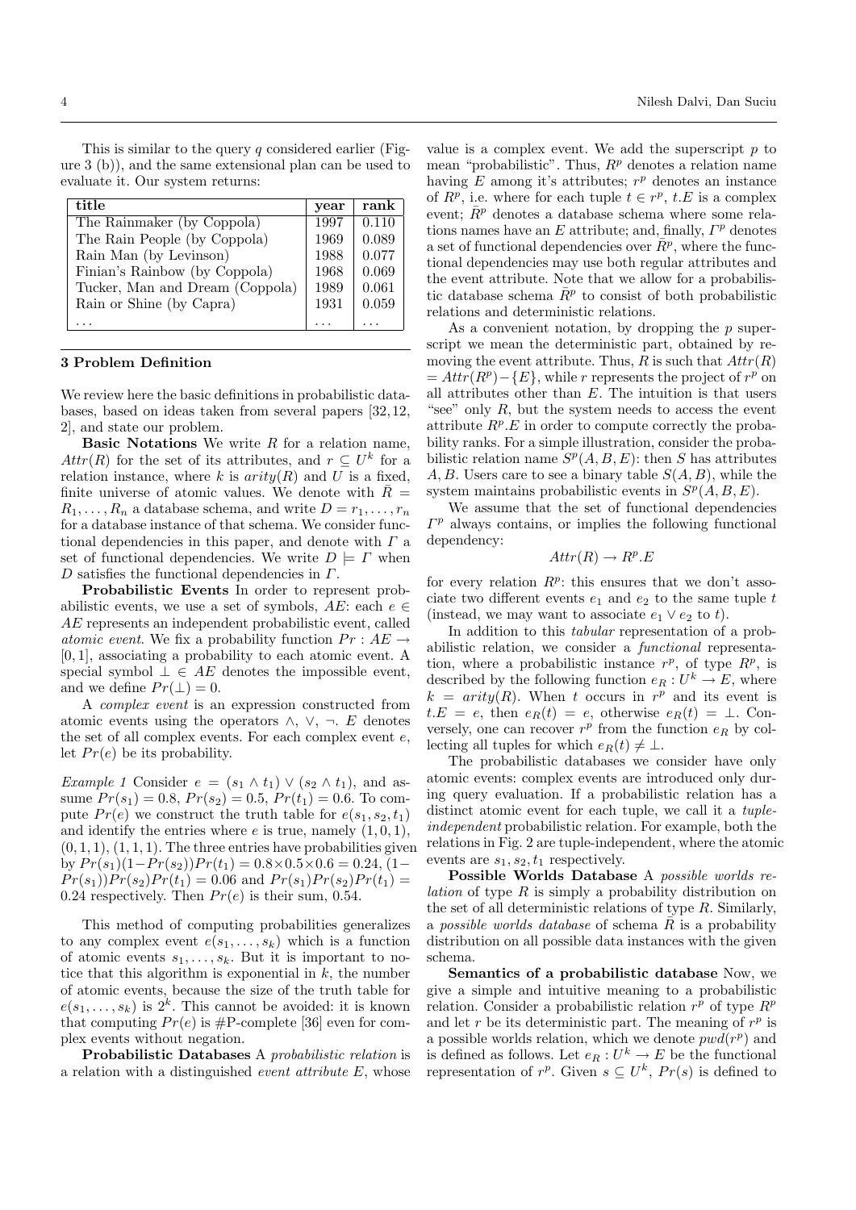This is similar to the query $q$ considered earlier (Figure 3 (b)), and the same extensional plan can be used to evaluate it. Our system returns:

| title | year | rank |
|---|---|---|
| The Rainmaker (by Coppola) | 1997 | 0.110 |
| The Rain People (by Coppola) | 1969 | 0.089 |
| Rain Man (by Levinson) | 1988 | 0.077 |
| Finian's Rainbow (by Coppola) | 1968 | 0.069 |
| Tucker, Man and Dream (Coppola) | 1989 | 0.061 |
| Rain or Shine (by Capra) | 1931 | 0.059 |
| ... | ... | ... |

## 3 Problem Definition

We review here the basic definitions in probabilistic databases, based on ideas taken from several papers [32, 12, 2], and state our problem.

**Basic Notations** We write $R$ for a relation name, $Attr(R)$ for the set of its attributes, and $r \subseteq U^k$ for a relation instance, where $k$ is $arity(R)$ and $U$ is a fixed, finite universe of atomic values. We denote with $\bar{R} = R_1, \ldots, R_n$ a database schema, and write $D = r_1, \ldots, r_n$ for a database instance of that schema. We consider functional dependencies in this paper, and denote with $\Gamma$ a set of functional dependencies. We write $D \models \Gamma$ when $D$ satisfies the functional dependencies in $\Gamma$.

**Probabilistic Events** In order to represent probabilistic events, we use a set of symbols, $AE$: each $e \in AE$ represents an independent probabilistic event, called *atomic event*. We fix a probability function $Pr : AE \rightarrow [0, 1]$, associating a probability to each atomic event. A special symbol $\bot \in AE$ denotes the impossible event, and we define $Pr(\bot) = 0$.

A *complex event* is an expression constructed from atomic events using the operators $\wedge$, $\vee$, $\neg$. $E$ denotes the set of all complex events. For each complex event $e$, let $Pr(e)$ be its probability.

*Example 1* Consider $e = (s_1 \wedge t_1) \vee (s_2 \wedge t_1)$, and assume $Pr(s_1) = 0.8$, $Pr(s_2) = 0.5$, $Pr(t_1) = 0.6$. To compute $Pr(e)$ we construct the truth table for $e(s_1, s_2, t_1)$ and identify the entries where $e$ is true, namely $(1, 0, 1)$, $(0, 1, 1)$, $(1, 1, 1)$. The three entries have probabilities given by $Pr(s_1)(1-Pr(s_2))Pr(t_1) = 0.8 \times 0.5 \times 0.6 = 0.24$, $(1-Pr(s_1))Pr(s_2)Pr(t_1) = 0.06$ and $Pr(s_1)Pr(s_2)Pr(t_1) = 0.24$ respectively. Then $Pr(e)$ is their sum, 0.54.

This method of computing probabilities generalizes to any complex event $e(s_1, \ldots, s_k)$ which is a function of atomic events $s_1, \ldots, s_k$. But it is important to notice that this algorithm is exponential in $k$, the number of atomic events, because the size of the truth table for $e(s_1, \ldots, s_k)$ is $2^k$. This cannot be avoided: it is known that computing $Pr(e)$ is #P-complete [36] even for complex events without negation.

**Probabilistic Databases** A *probabilistic relation* is a relation with a distinguished *event attribute* $E$, whose value is a complex event. We add the superscript $p$ to mean "probabilistic". Thus, $R^p$ denotes a relation name having $E$ among it's attributes; $r^p$ denotes an instance of $R^p$, i.e. where for each tuple $t \in r^p$, $t.E$ is a complex event; $\bar{R}^p$ denotes a database schema where some relations names have an $E$ attribute; and, finally, $\Gamma^p$ denotes a set of functional dependencies over $\bar{R}^p$, where the functional dependencies may use both regular attributes and the event attribute. Note that we allow for a probabilistic database schema $\bar{R}^p$ to consist of both probabilistic relations and deterministic relations.

As a convenient notation, by dropping the $p$ superscript we mean the deterministic part, obtained by removing the event attribute. Thus, $R$ is such that $Attr(R) = Attr(R^p) - \{E\}$, while $r$ represents the project of $r^p$ on all attributes other than $E$. The intuition is that users "see" only $R$, but the system needs to access the event attribute $R^p.E$ in order to compute correctly the probability ranks. For a simple illustration, consider the probabilistic relation name $S^p(A, B, E)$: then $S$ has attributes $A, B$. Users care to see a binary table $S(A, B)$, while the system maintains probabilistic events in $S^p(A, B, E)$.

We assume that the set of functional dependencies $\Gamma^p$ always contains, or implies the following functional dependency:

$$Attr(R) \rightarrow R^p.E$$

for every relation $R^p$: this ensures that we don't associate two different events $e_1$ and $e_2$ to the same tuple $t$ (instead, we may want to associate $e_1 \vee e_2$ to $t$).

In addition to this *tabular* representation of a probabilistic relation, we consider a *functional* representation, where a probabilistic instance $r^p$, of type $R^p$, is described by the following function $e_R : U^k \rightarrow E$, where $k = arity(R)$. When $t$ occurs in $r^p$ and its event is $t.E = e$, then $e_R(t) = e$, otherwise $e_R(t) = \bot$. Conversely, one can recover $r^p$ from the function $e_R$ by collecting all tuples for which $e_R(t) \neq \bot$.

The probabilistic databases we consider have only atomic events: complex events are introduced only during query evaluation. If a probabilistic relation has a distinct atomic event for each tuple, we call it a *tuple-independent* probabilistic relation. For example, both the relations in Fig. 2 are tuple-independent, where the atomic events are $s_1, s_2, t_1$ respectively.

**Possible Worlds Database** A *possible worlds relation* of type $R$ is simply a probability distribution on the set of all deterministic relations of type $R$. Similarly, a *possible worlds database* of schema $\bar{R}$ is a probability distribution on all possible data instances with the given schema.

**Semantics of a probabilistic database** Now, we give a simple and intuitive meaning to a probabilistic relation. Consider a probabilistic relation $r^p$ of type $R^p$ and let $r$ be its deterministic part. The meaning of $r^p$ is a possible worlds relation, which we denote $pwd(r^p)$ and is defined as follows. Let $e_R : U^k \rightarrow E$ be the functional representation of $r^p$. Given $s \subseteq U^k$, $Pr(s)$ is defined to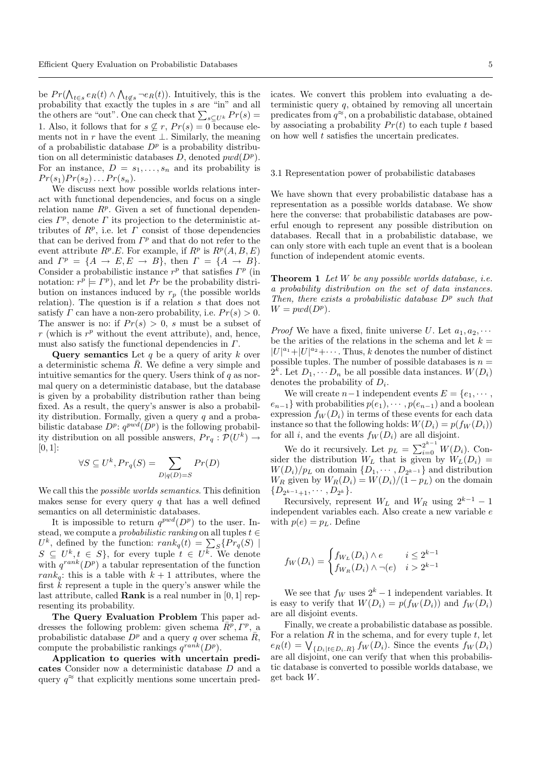be $Pr(\bigwedge_{t\in s} e_R(t) \wedge \bigwedge_{t\notin s} \neg e_R(t))$. Intuitively, this is the probability that exactly the tuples in $s$ are "in" and all the others are "out". One can check that $\sum_{s\subseteq U^k} Pr(s) = 1$. Also, it follows that for $s \not\subseteq r$, $Pr(s) = 0$ because elements not in $r$ have the event $\perp$. Similarly, the meaning of a probabilistic database $D^p$ is a probability distribution on all deterministic databases $D$, denoted $pwd(D^p)$. For an instance, $D = s_1, \ldots, s_n$ and its probability is $Pr(s_1)Pr(s_2)\ldots Pr(s_n)$.

We discuss next how possible worlds relations interact with functional dependencies, and focus on a single relation name $R^p$. Given a set of functional dependencies $\Gamma^p$, denote $\Gamma$ its projection to the deterministic attributes of $R^p$, i.e. let $\Gamma$ consist of those dependencies that can be derived from $\Gamma^p$ and that do not refer to the event attribute $R^p.E$. For example, if $R^p$ is $R^p(A, B, E)$ and $\Gamma^p = \{A \to E, E \to B\}$, then $\Gamma = \{A \to B\}$. Consider a probabilistic instance $r^p$ that satisfies $\Gamma^p$ (in notation: $r^p \models \Gamma^p$), and let $Pr$ be the probability distribution on instances induced by $r_p$ (the possible worlds relation). The question is if a relation $s$ that does not satisfy $\Gamma$ can have a non-zero probability, i.e. $Pr(s) > 0$. The answer is no: if $Pr(s) > 0$, $s$ must be a subset of $r$ (which is $r^p$ without the event attribute), and, hence, must also satisfy the functional dependencies in $\Gamma$.

**Query semantics** Let $q$ be a query of arity $k$ over a deterministic schema $\bar{R}$. We define a very simple and intuitive semantics for the query. Users think of $q$ as normal query on a deterministic database, but the database is given by a probability distribution rather than being fixed. As a result, the query's answer is also a probability distribution. Formally, given a query $q$ and a probabilistic database $D^p$: $q^{pwd}(D^p)$ is the following probability distribution on all possible answers, $Pr_q : \mathcal{P}(U^k) \to [0, 1]$:

$$\forall S \subseteq U^k, Pr_q(S) = \sum_{D|q(D)=S} Pr(D)$$

We call this the *possible worlds semantics*. This definition makes sense for every query $q$ that has a well defined semantics on all deterministic databases.

It is impossible to return $q^{pwd}(D^p)$ to the user. Instead, we compute a *probabilistic ranking* on all tuples $t \in U^k$, defined by the function: $rank_q(t) = \sum_S \{Pr_q(S) \mid S \subseteq U^k, t \in S\}$, for every tuple $t \in U^k$. We denote with $q^{rank}(D^p)$ a tabular representation of the function $rank_q$: this is a table with $k + 1$ attributes, where the first $k$ represent a tuple in the query's answer while the last attribute, called **Rank** is a real number in $[0, 1]$ representing its probability.

**The Query Evaluation Problem** This paper addresses the following problem: given schema $\bar{R}^p, \Gamma^p$, a probabilistic database $D^p$ and a query $q$ over schema $\bar{R}$, compute the probabilistic rankings $q^{rank}(D^p)$.

**Application to queries with uncertain predicates** Consider now a deterministic database $D$ and a query $q^{\approx}$ that explicitly mentions some uncertain predicates. We convert this problem into evaluating a deterministic query $q$, obtained by removing all uncertain predicates from $q^{\approx}$, on a probabilistic database, obtained by associating a probability $Pr(t)$ to each tuple $t$ based on how well $t$ satisfies the uncertain predicates.

### 3.1 Representation power of probabilistic databases

We have shown that every probabilistic database has a representation as a possible worlds database. We show here the converse: that probabilistic databases are powerful enough to represent any possible distribution on databases. Recall that in a probabilistic database, we can only store with each tuple an event that is a boolean function of independent atomic events.

**Theorem 1** *Let $W$ be any possible worlds database, i.e. a probability distribution on the set of data instances. Then, there exists a probabilistic database $D^p$ such that $W = pwd(D^p)$.*

*Proof* We have a fixed, finite universe $U$. Let $a_1, a_2, \cdots$ be the arities of the relations in the schema and let $k = |U|^{a_1} + |U|^{a_2} + \cdots$. Thus, $k$ denotes the number of distinct possible tuples. The number of possible databases is $n = 2^k$. Let $D_1, \cdots D_n$ be all possible data instances. $W(D_i)$ denotes the probability of $D_i$.

We will create $n-1$ independent events $E = \{e_1, \cdots, e_{n-1}\}$ with probabilities $p(e_1), \cdots, p(e_{n-1})$ and a boolean expression $f_W(D_i)$ in terms of these events for each data instance so that the following holds: $W(D_i) = p(f_W(D_i))$ for all $i$, and the events $f_W(D_i)$ are all disjoint.

We do it recursively. Let $p_L = \sum_{i=0}^{2^{k-1}} W(D_i)$. Consider the distribution $W_L$ that is given by $W_L(D_i) = W(D_i)/p_L$ on domain $\{D_1, \cdots, D_{2^{k-1}}\}$ and distribution $W_R$ given by $W_R(D_i) = W(D_i)/(1 - p_L)$ on the domain $\{D_{2^{k-1}+1}, \cdots, D_{2^k}\}$.

Recursively, represent $W_L$ and $W_R$ using $2^{k-1} - 1$ independent variables each. Also create a new variable $e$ with $p(e) = p_L$. Define

$$f_W(D_i) = \begin{cases} f_{W_L}(D_i) \wedge e & i \le 2^{k-1} \\ f_{W_R}(D_i) \wedge \neg(e) & i > 2^{k-1} \end{cases}$$

We see that $f_W$ uses $2^k - 1$ independent variables. It is easy to verify that $W(D_i) = p(f_W(D_i))$ and $f_W(D_i)$ are all disjoint events.

Finally, we create a probabilistic database as possible. For a relation $R$ in the schema, and for every tuple $t$, let $e_R(t) = \bigvee_{\{D_i|t\in D_i.R\}} f_W(D_i)$. Since the events $f_W(D_i)$ are all disjoint, one can verify that when this probabilistic database is converted to possible worlds database, we get back $W$.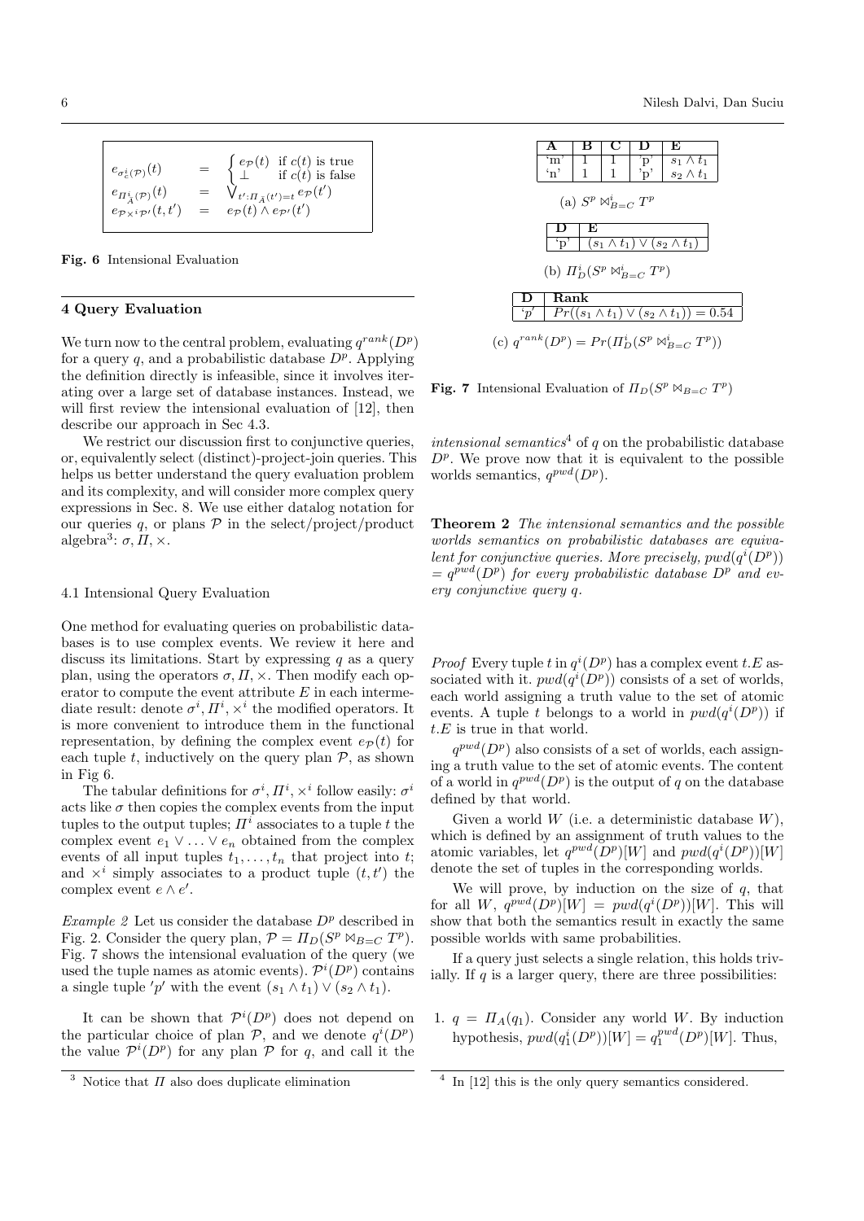$$
\begin{aligned}
e_{\sigma^i_c(\mathcal{P})}(t) &= \begin{cases} e_{\mathcal{P}}(t) & \text{if } c(t) \text{ is true} \\ \perp & \text{if } c(t) \text{ is false} \end{cases} \\
e_{\Pi^i_{\bar{A}}(\mathcal{P})}(t) &= \bigvee_{t':\Pi_{\bar{A}}(t')=t} e_{\mathcal{P}}(t') \\
e_{\mathcal{P} \times^i \mathcal{P}'}(t, t') &= e_{\mathcal{P}}(t) \wedge e_{\mathcal{P}'}(t')
\end{aligned}
$$

**Fig. 6** Intensional Evaluation

## 4 Query Evaluation

We turn now to the central problem, evaluating $q^{rank}(D^p)$ for a query $q$, and a probabilistic database $D^p$. Applying the definition directly is infeasible, since it involves iterating over a large set of database instances. Instead, we will first review the intensional evaluation of [12], then describe our approach in Sec 4.3.

We restrict our discussion first to conjunctive queries, or, equivalently select (distinct)-project-join queries. This helps us better understand the query evaluation problem and its complexity, and will consider more complex query expressions in Sec. 8. We use either datalog notation for our queries $q$, or plans $\mathcal{P}$ in the select/project/product algebra[3]: $\sigma, \Pi, \times$.

### 4.1 Intensional Query Evaluation

One method for evaluating queries on probabilistic databases is to use complex events. We review it here and discuss its limitations. Start by expressing $q$ as a query plan, using the operators $\sigma, \Pi, \times$. Then modify each operator to compute the event attribute $E$ in each intermediate result: denote $\sigma^i, \Pi^i, \times^i$ the modified operators. It is more convenient to introduce them in the functional representation, by defining the complex event $e_{\mathcal{P}}(t)$ for each tuple $t$, inductively on the query plan $\mathcal{P}$, as shown in Fig 6.

The tabular definitions for $\sigma^i, \Pi^i, \times^i$ follow easily: $\sigma^i$ acts like $\sigma$ then copies the complex events from the input tuples to the output tuples; $\Pi^i$ associates to a tuple $t$ the complex event $e_1 \vee \ldots \vee e_n$ obtained from the complex events of all input tuples $t_1, \ldots, t_n$ that project into $t$; and $\times^i$ simply associates to a product tuple $(t, t')$ the complex event $e \wedge e'$.

*Example 2* Let us consider the database $D^p$ described in Fig. 2. Consider the query plan, $\mathcal{P} = \Pi_D(S^p \bowtie_{B=C} T^p)$. Fig. 7 shows the intensional evaluation of the query (we used the tuple names as atomic events). $\mathcal{P}^i(D^p)$ contains a single tuple $'p'$ with the event $(s_1 \wedge t_1) \vee (s_2 \wedge t_1)$.

It can be shown that $\mathcal{P}^i(D^p)$ does not depend on the particular choice of plan $\mathcal{P}$, and we denote $q^i(D^p)$ the value $\mathcal{P}^i(D^p)$ for any plan $\mathcal{P}$ for $q$, and call it the *intensional semantics*[4] of $q$ on the probabilistic database $D^p$. We prove now that it is equivalent to the possible worlds semantics, $q^{pwd}(D^p)$.

| A | B | C | D | E |
|---|---|---|---|---|
| 'm' | 1 | 1 | 'p' | $s_1 \wedge t_1$ |
| 'n' | 1 | 1 | 'p' | $s_2 \wedge t_1$ |

(a) $S^p \bowtie^i_{B=C} T^p$

| D | E |
|---|---|
| 'p' | $(s_1 \wedge t_1) \vee (s_2 \wedge t_1)$ |

(b) $\Pi^i_D(S^p \bowtie^i_{B=C} T^p)$

| D | Rank |
|---|---|
| 'p' | $Pr((s_1 \wedge t_1) \vee (s_2 \wedge t_1)) = 0.54$ |

(c) $q^{rank}(D^p) = Pr(\Pi^i_D(S^p \bowtie^i_{B=C} T^p))$

**Fig. 7** Intensional Evaluation of $\Pi_D(S^p \bowtie_{B=C} T^p)$

**Theorem 2** *The intensional semantics and the possible worlds semantics on probabilistic databases are equivalent for conjunctive queries. More precisely, $pwd(q^i(D^p)) = q^{pwd}(D^p)$ for every probabilistic database $D^p$ and every conjunctive query $q$.*

*Proof* Every tuple $t$ in $q^i(D^p)$ has a complex event $t.E$ associated with it. $pwd(q^i(D^p))$ consists of a set of worlds, each world assigning a truth value to the set of atomic events. A tuple $t$ belongs to a world in $pwd(q^i(D^p))$ if $t.E$ is true in that world.

$q^{pwd}(D^p)$ also consists of a set of worlds, each assigning a truth value to the set of atomic events. The content of a world in $q^{pwd}(D^p)$ is the output of $q$ on the database defined by that world.

Given a world $W$ (i.e. a deterministic database $W$), which is defined by an assignment of truth values to the atomic variables, let $q^{pwd}(D^p)[W]$ and $pwd(q^i(D^p))[W]$ denote the set of tuples in the corresponding worlds.

We will prove, by induction on the size of $q$, that for all $W$, $q^{pwd}(D^p)[W] = pwd(q^i(D^p))[W]$. This will show that both the semantics result in exactly the same possible worlds with same probabilities.

If a query just selects a single relation, this holds trivially. If $q$ is a larger query, there are three possibilities:

1. $q = \Pi_A(q_1)$. Consider any world $W$. By induction hypothesis, $pwd(q^i_1(D^p))[W] = q^{pwd}_1(D^p)[W]$. Thus,

[3] Notice that $\Pi$ also does duplicate elimination

[4] In [12] this is the only query semantics considered.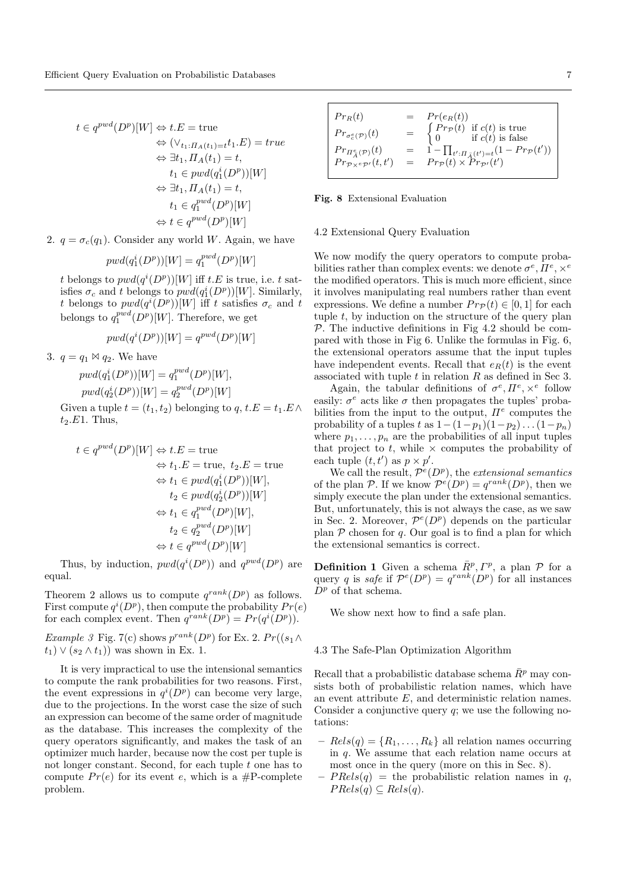$$
\begin{aligned}
t \in q^{pwd}(D^p)[W] &\Leftrightarrow t.E = \text{true} \\
&\Leftrightarrow (\vee_{t_1:\Pi_A(t_1)=t} t_1.E) = true \\
&\Leftrightarrow \exists t_1, \Pi_A(t_1) = t, \\
&\quad\; t_1 \in pwd(q_1^i(D^p))[W] \\
&\Leftrightarrow \exists t_1, \Pi_A(t_1) = t, \\
&\quad\; t_1 \in q_1^{pwd}(D^p)[W] \\
&\Leftrightarrow t \in q^{pwd}(D^p)[W]
\end{aligned}
$$

2. $q = \sigma_c(q_1)$. Consider any world $W$. Again, we have

$$pwd(q_1^i(D^p))[W] = q_1^{pwd}(D^p)[W]$$

$t$ belongs to $pwd(q^i(D^p))[W]$ iff $t.E$ is true, i.e. $t$ satisfies $\sigma_c$ and $t$ belongs to $pwd(q_1^i(D^p))[W]$. Similarly, $t$ belongs to $pwd(q^i(D^p))[W]$ iff $t$ satisfies $\sigma_c$ and $t$ belongs to $q_1^{pwd}(D^p)[W]$. Therefore, we get

$$pwd(q^i(D^p))[W] = q^{pwd}(D^p)[W]$$

3. $q = q_1 \bowtie q_2$. We have

$$
\begin{aligned}
pwd(q_1^i(D^p))[W] &= q_1^{pwd}(D^p)[W], \\
pwd(q_2^i(D^p))[W] &= q_2^{pwd}(D^p)[W]
\end{aligned}
$$

Given a tuple $t = (t_1, t_2)$ belonging to $q$, $t.E = t_1.E \wedge t_2.E1$. Thus,

$$
\begin{aligned}
t \in q^{pwd}(D^p)[W] &\Leftrightarrow t.E = \text{true} \\
&\Leftrightarrow t_1.E = \text{true},\ t_2.E = \text{true} \\
&\Leftrightarrow t_1 \in pwd(q_1^i(D^p))[W], \\
&\quad\; t_2 \in pwd(q_2^i(D^p))[W] \\
&\Leftrightarrow t_1 \in q_1^{pwd}(D^p)[W], \\
&\quad\; t_2 \in q_2^{pwd}(D^p)[W] \\
&\Leftrightarrow t \in q^{pwd}(D^p)[W]
\end{aligned}
$$

Thus, by induction, $pwd(q^i(D^p))$ and $q^{pwd}(D^p)$ are equal.

Theorem 2 allows us to compute $q^{rank}(D^p)$ as follows. First compute $q^i(D^p)$, then compute the probability $Pr(e)$ for each complex event. Then $q^{rank}(D^p) = Pr(q^i(D^p))$.

*Example 3* Fig. 7(c) shows $p^{rank}(D^p)$ for Ex. 2. $Pr((s_1 \wedge t_1) \vee (s_2 \wedge t_1))$ was shown in Ex. 1.

It is very impractical to use the intensional semantics to compute the rank probabilities for two reasons. First, the event expressions in $q^i(D^p)$ can become very large, due to the projections. In the worst case the size of such an expression can become of the same order of magnitude as the database. This increases the complexity of the query operators significantly, and makes the task of an optimizer much harder, because now the cost per tuple is not longer constant. Second, for each tuple $t$ one has to compute $Pr(e)$ for its event $e$, which is a #P-complete problem.

$$
\begin{array}{lcl}
Pr_R(t) & = & Pr(e_R(t)) \\
Pr_{\sigma_c^e(\mathcal{P})}(t) & = & \begin{cases} Pr_{\mathcal{P}}(t) & \text{if } c(t) \text{ is true} \\ 0 & \text{if } c(t) \text{ is false} \end{cases} \\
Pr_{\Pi_A^e(\mathcal{P})}(t) & = & 1 - \prod_{t':\Pi_{\bar{A}}(t')=t}(1 - Pr_{\mathcal{P}}(t')) \\
Pr_{\mathcal{P}\times^e\mathcal{P}'}(t,t') & = & Pr_{\mathcal{P}}(t) \times Pr_{\mathcal{P}'}(t')
\end{array}
$$

**Fig. 8** Extensional Evaluation

### 4.2 Extensional Query Evaluation

We now modify the query operators to compute probabilities rather than complex events: we denote $\sigma^e, \Pi^e, \times^e$ the modified operators. This is much more efficient, since it involves manipulating real numbers rather than event expressions. We define a number $Pr_{\mathcal{P}}(t) \in [0,1]$ for each tuple $t$, by induction on the structure of the query plan $\mathcal{P}$. The inductive definitions in Fig 4.2 should be compared with those in Fig 6. Unlike the formulas in Fig. 6, the extensional operators assume that the input tuples have independent events. Recall that $e_R(t)$ is the event associated with tuple $t$ in relation $R$ as defined in Sec 3.

Again, the tabular definitions of $\sigma^e, \Pi^e, \times^e$ follow easily: $\sigma^e$ acts like $\sigma$ then propagates the tuples' probabilities from the input to the output, $\Pi^e$ computes the probability of a tuples $t$ as $1-(1-p_1)(1-p_2)\ldots(1-p_n)$ where $p_1, \ldots, p_n$ are the probabilities of all input tuples that project to $t$, while $\times$ computes the probability of each tuple $(t, t')$ as $p \times p'$.

We call the result, $\mathcal{P}^e(D^p)$, the *extensional semantics* of the plan $\mathcal{P}$. If we know $\mathcal{P}^e(D^p) = q^{rank}(D^p)$, then we simply execute the plan under the extensional semantics. But, unfortunately, this is not always the case, as we saw in Sec. 2. Moreover, $\mathcal{P}^e(D^p)$ depends on the particular plan $\mathcal{P}$ chosen for $q$. Our goal is to find a plan for which the extensional semantics is correct.

**Definition 1** Given a schema $\bar{R}^p, \Gamma^p$, a plan $\mathcal{P}$ for a query $q$ is *safe* if $\mathcal{P}^e(D^p) = q^{rank}(D^p)$ for all instances $D^p$ of that schema.

We show next how to find a safe plan.

### 4.3 The Safe-Plan Optimization Algorithm

Recall that a probabilistic database schema $\bar{R}^p$ may consists both of probabilistic relation names, which have an event attribute $E$, and deterministic relation names. Consider a conjunctive query $q$; we use the following notations:

- $Rels(q) = \{R_1, \ldots, R_k\}$ all relation names occurring in $q$. We assume that each relation name occurs at most once in the query (more on this in Sec. 8).
- $PRels(q)$ = the probabilistic relation names in $q$, $PRels(q) \subseteq Rels(q)$.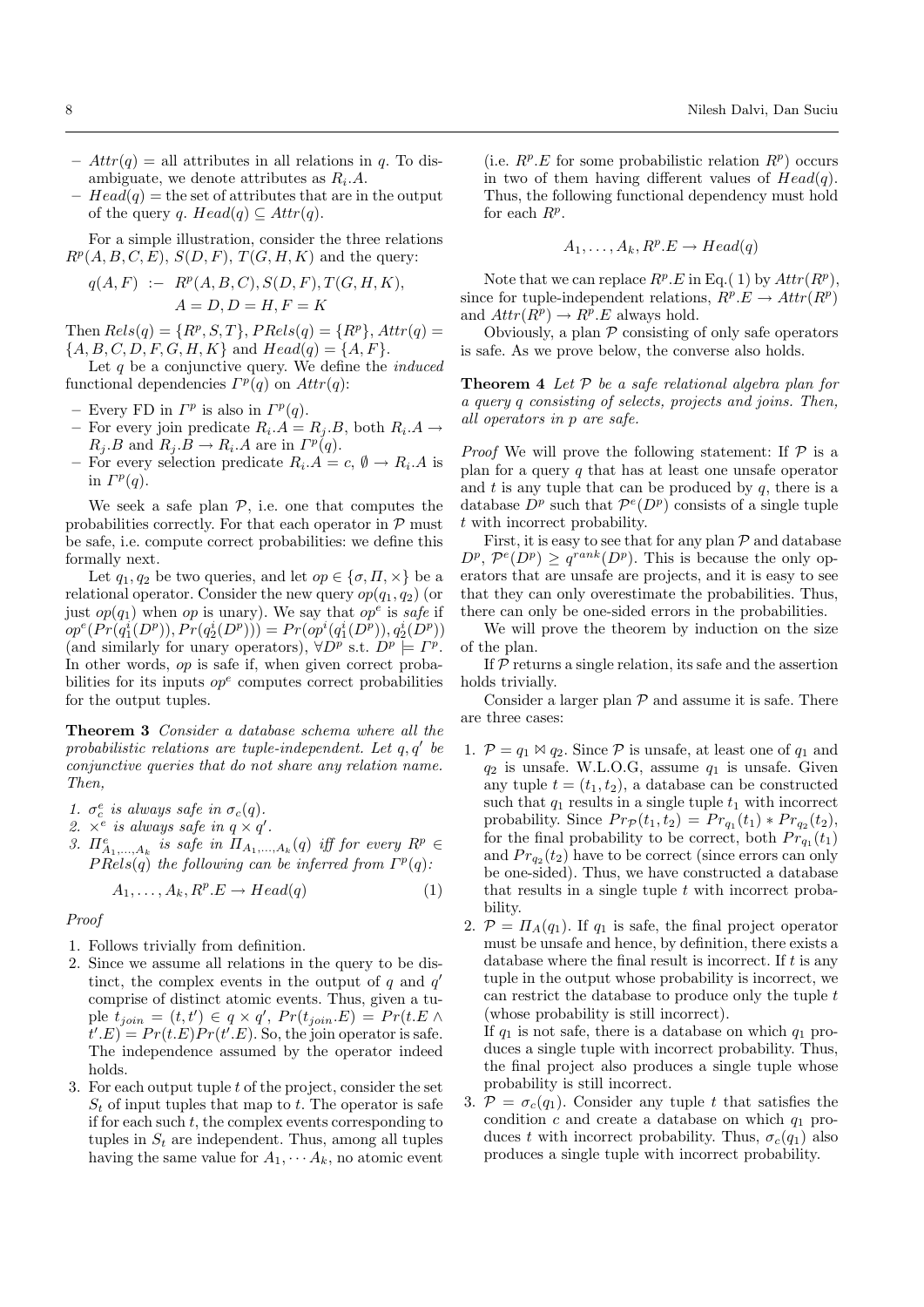- $Attr(q)$ = all attributes in all relations in $q$. To disambiguate, we denote attributes as $R_i.A$.
- $Head(q)$ = the set of attributes that are in the output of the query $q$. $Head(q) \subseteq Attr(q)$.

For a simple illustration, consider the three relations $R^p(A, B, C, E)$, $S(D, F)$, $T(G, H, K)$ and the query:

$$q(A, F) \ :- \ R^p(A, B, C), S(D, F), T(G, H, K), \\ A = D, D = H, F = K$$

Then $Rels(q) = \{R^p, S, T\}$, $PRels(q) = \{R^p\}$, $Attr(q) = \{A, B, C, D, F, G, H, K\}$ and $Head(q) = \{A, F\}$.

Let $q$ be a conjunctive query. We define the *induced* functional dependencies $\Gamma^p(q)$ on $Attr(q)$:

- Every FD in $\Gamma^p$ is also in $\Gamma^p(q)$.
- For every join predicate $R_i.A = R_j.B$, both $R_i.A \rightarrow R_j.B$ and $R_j.B \rightarrow R_i.A$ are in $\Gamma^p(q)$.
- For every selection predicate $R_i.A = c$, $\emptyset \rightarrow R_i.A$ is in $\Gamma^p(q)$.

We seek a safe plan $\mathcal{P}$, i.e. one that computes the probabilities correctly. For that each operator in $\mathcal{P}$ must be safe, i.e. compute correct probabilities: we define this formally next.

Let $q_1, q_2$ be two queries, and let $op \in \{\sigma, \Pi, \times\}$ be a relational operator. Consider the new query $op(q_1, q_2)$ (or just $op(q_1)$ when $op$ is unary). We say that $op^e$ is *safe* if $op^e(Pr(q_1^i(D^p)), Pr(q_2^i(D^p))) = Pr(op^i(q_1^i(D^p)), q_2^i(D^p))$ (and similarly for unary operators), $\forall D^p$ s.t. $D^p \models \Gamma^p$. In other words, $op$ is safe if, when given correct probabilities for its inputs $op^e$ computes correct probabilities for the output tuples.

**Theorem 3** *Consider a database schema where all the probabilistic relations are tuple-independent. Let $q, q'$ be conjunctive queries that do not share any relation name. Then,*

1. *$\sigma_c^e$ is always safe in $\sigma_c(q)$.*
2. *$\times^e$ is always safe in $q \times q'$.*
3. *$\Pi^e_{A_1,\ldots,A_k}$ is safe in $\Pi_{A_1,\ldots,A_k}(q)$ iff for every $R^p \in PRels(q)$ the following can be inferred from $\Gamma^p(q)$:*

$$A_1, \ldots, A_k, R^p.E \rightarrow Head(q) \tag{1}$$

*Proof*

1. Follows trivially from definition.
2. Since we assume all relations in the query to be distinct, the complex events in the output of $q$ and $q'$ comprise of distinct atomic events. Thus, given a tuple $t_{join} = (t, t') \in q \times q'$, $Pr(t_{join}.E) = Pr(t.E \wedge t'.E) = Pr(t.E)Pr(t'.E)$. So, the join operator is safe. The independence assumed by the operator indeed holds.
3. For each output tuple $t$ of the project, consider the set $S_t$ of input tuples that map to $t$. The operator is safe if for each such $t$, the complex events corresponding to tuples in $S_t$ are independent. Thus, among all tuples having the same value for $A_1, \cdots A_k$, no atomic event (i.e. $R^p.E$ for some probabilistic relation $R^p$) occurs in two of them having different values of $Head(q)$. Thus, the following functional dependency must hold for each $R^p$.

$$A_1, \ldots, A_k, R^p.E \rightarrow Head(q)$$

Note that we can replace $R^p.E$ in Eq.( 1) by $Attr(R^p)$, since for tuple-independent relations, $R^p.E \rightarrow Attr(R^p)$ and $Attr(R^p) \rightarrow R^p.E$ always hold.

Obviously, a plan $\mathcal{P}$ consisting of only safe operators is safe. As we prove below, the converse also holds.

**Theorem 4** *Let $\mathcal{P}$ be a safe relational algebra plan for a query $q$ consisting of selects, projects and joins. Then, all operators in $p$ are safe.*

*Proof* We will prove the following statement: If $\mathcal{P}$ is a plan for a query $q$ that has at least one unsafe operator and $t$ is any tuple that can be produced by $q$, there is a database $D^p$ such that $\mathcal{P}^e(D^p)$ consists of a single tuple $t$ with incorrect probability.

First, it is easy to see that for any plan $\mathcal{P}$ and database $D^p$, $\mathcal{P}^e(D^p) \geq q^{rank}(D^p)$. This is because the only operators that are unsafe are projects, and it is easy to see that they can only overestimate the probabilities. Thus, there can only be one-sided errors in the probabilities.

We will prove the theorem by induction on the size of the plan.

If $\mathcal{P}$ returns a single relation, its safe and the assertion holds trivially.

Consider a larger plan $\mathcal{P}$ and assume it is safe. There are three cases:

1. $\mathcal{P} = q_1 \bowtie q_2$. Since $\mathcal{P}$ is unsafe, at least one of $q_1$ and $q_2$ is unsafe. W.L.O.G, assume $q_1$ is unsafe. Given any tuple $t = (t_1, t_2)$, a database can be constructed such that $q_1$ results in a single tuple $t_1$ with incorrect probability. Since $Pr_{\mathcal{P}}(t_1, t_2) = Pr_{q_1}(t_1) * Pr_{q_2}(t_2)$, for the final probability to be correct, both $Pr_{q_1}(t_1)$ and $Pr_{q_2}(t_2)$ have to be correct (since errors can only be one-sided). Thus, we have constructed a database that results in a single tuple $t$ with incorrect probability.
2. $\mathcal{P} = \Pi_A(q_1)$. If $q_1$ is safe, the final project operator must be unsafe and hence, by definition, there exists a database where the final result is incorrect. If $t$ is any tuple in the output whose probability is incorrect, we can restrict the database to produce only the tuple $t$ (whose probability is still incorrect).
   If $q_1$ is not safe, there is a database on which $q_1$ produces a single tuple with incorrect probability. Thus, the final project also produces a single tuple whose probability is still incorrect.
3. $\mathcal{P} = \sigma_c(q_1)$. Consider any tuple $t$ that satisfies the condition $c$ and create a database on which $q_1$ produces $t$ with incorrect probability. Thus, $\sigma_c(q_1)$ also produces a single tuple with incorrect probability.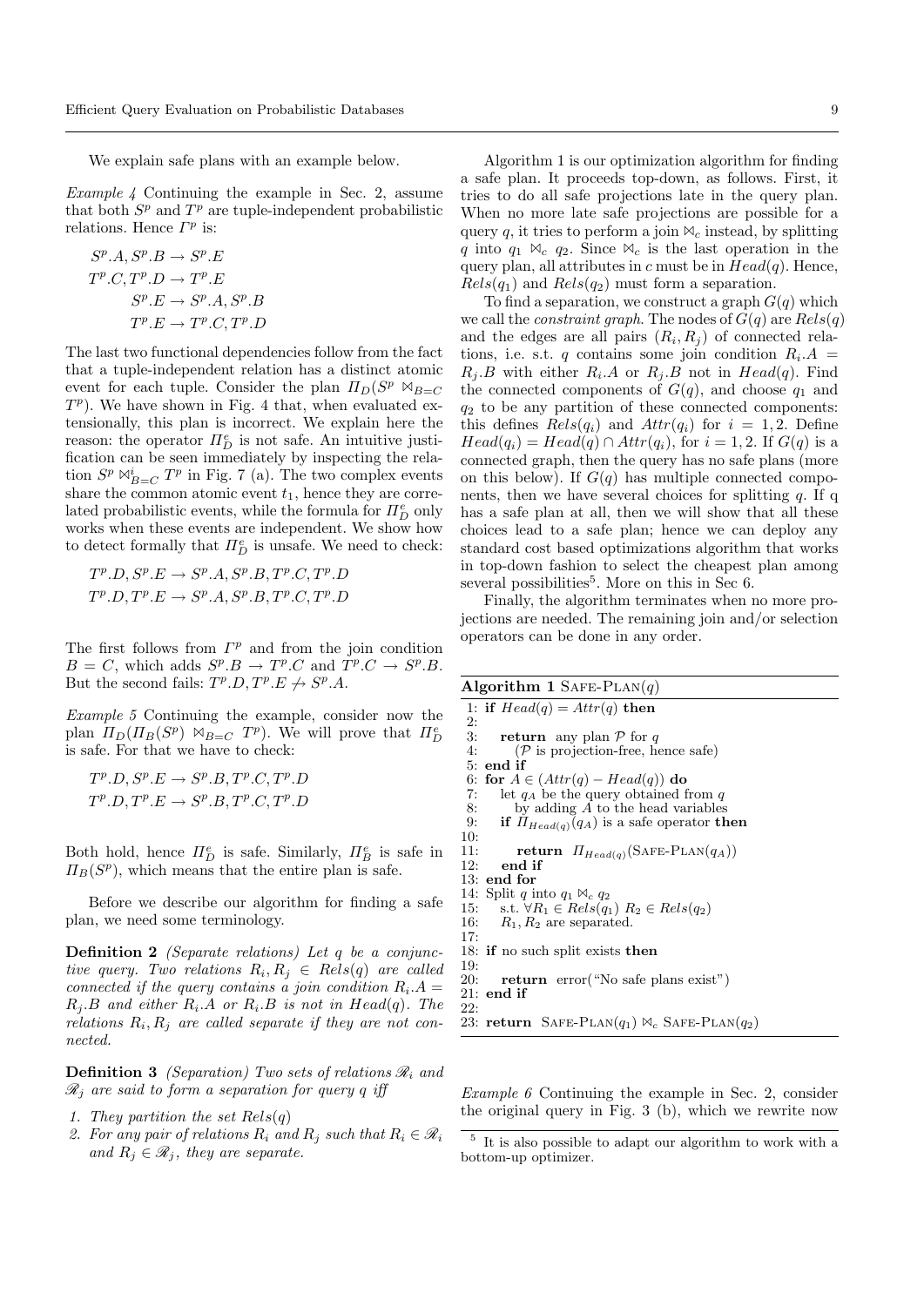We explain safe plans with an example below.

*Example 4* Continuing the example in Sec. 2, assume that both $S^p$ and $T^p$ are tuple-independent probabilistic relations. Hence $\Gamma^p$ is:

$$S^p.A, S^p.B \rightarrow S^p.E$$
$$T^p.C, T^p.D \rightarrow T^p.E$$
$$S^p.E \rightarrow S^p.A, S^p.B$$
$$T^p.E \rightarrow T^p.C, T^p.D$$

The last two functional dependencies follow from the fact that a tuple-independent relation has a distinct atomic event for each tuple. Consider the plan $\Pi_D(S^p \bowtie_{B=C} T^p)$. We have shown in Fig. 4 that, when evaluated extensionally, this plan is incorrect. We explain here the reason: the operator $\Pi^e_D$ is not safe. An intuitive justification can be seen immediately by inspecting the relation $S^p \bowtie^i_{B=C} T^p$ in Fig. 7 (a). The two complex events share the common atomic event $t_1$, hence they are correlated probabilistic events, while the formula for $\Pi^e_D$ only works when these events are independent. We show how to detect formally that $\Pi^e_D$ is unsafe. We need to check:

$$T^p.D, S^p.E \rightarrow S^p.A, S^p.B, T^p.C, T^p.D$$
$$T^p.D, T^p.E \rightarrow S^p.A, S^p.B, T^p.C, T^p.D$$

The first follows from $\Gamma^p$ and from the join condition $B = C$, which adds $S^p.B \rightarrow T^p.C$ and $T^p.C \rightarrow S^p.B$. But the second fails: $T^p.D, T^p.E \not\rightarrow S^p.A$.

*Example 5* Continuing the example, consider now the plan $\Pi_D(\Pi_B(S^p) \bowtie_{B=C} T^p)$. We will prove that $\Pi^e_D$ is safe. For that we have to check:

$$T^p.D, S^p.E \rightarrow S^p.B, T^p.C, T^p.D$$
$$T^p.D, T^p.E \rightarrow S^p.B, T^p.C, T^p.D$$

Both hold, hence $\Pi^e_D$ is safe. Similarly, $\Pi^e_B$ is safe in $\Pi_B(S^p)$, which means that the entire plan is safe.

Before we describe our algorithm for finding a safe plan, we need some terminology.

**Definition 2** *(Separate relations) Let $q$ be a conjunctive query. Two relations $R_i, R_j \in Rels(q)$ are called connected if the query contains a join condition $R_i.A = R_j.B$ and either $R_i.A$ or $R_i.B$ is not in $Head(q)$. The relations $R_i, R_j$ are called separate if they are not connected.*

**Definition 3** *(Separation) Two sets of relations $\mathscr{R}_i$ and $\mathscr{R}_j$ are said to form a separation for query $q$ iff*

1. *They partition the set $Rels(q)$*
2. *For any pair of relations $R_i$ and $R_j$ such that $R_i \in \mathscr{R}_i$ and $R_j \in \mathscr{R}_j$, they are separate.*

Algorithm 1 is our optimization algorithm for finding a safe plan. It proceeds top-down, as follows. First, it tries to do all safe projections late in the query plan. When no more late safe projections are possible for a query $q$, it tries to perform a join $\bowtie_c$ instead, by splitting $q$ into $q_1 \bowtie_c q_2$. Since $\bowtie_c$ is the last operation in the query plan, all attributes in $c$ must be in $Head(q)$. Hence, $Rels(q_1)$ and $Rels(q_2)$ must form a separation.

To find a separation, we construct a graph $G(q)$ which we call the *constraint graph*. The nodes of $G(q)$ are $Rels(q)$ and the edges are all pairs $(R_i, R_j)$ of connected relations, i.e. s.t. $q$ contains some join condition $R_i.A = R_j.B$ with either $R_i.A$ or $R_j.B$ not in $Head(q)$. Find the connected components of $G(q)$, and choose $q_1$ and $q_2$ to be any partition of these connected components: this defines $Rels(q_i)$ and $Attr(q_i)$ for $i = 1, 2$. Define $Head(q_i) = Head(q) \cap Attr(q_i)$, for $i = 1, 2$. If $G(q)$ is a connected graph, then the query has no safe plans (more on this below). If $G(q)$ has multiple connected components, then we have several choices for splitting $q$. If q has a safe plan at all, then we will show that all these choices lead to a safe plan; hence we can deploy any standard cost based optimizations algorithm that works in top-down fashion to select the cheapest plan among several possibilities[5]. More on this in Sec 6.

Finally, the algorithm terminates when no more projections are needed. The remaining join and/or selection operators can be done in any order.

**Algorithm 1** SAFE-PLAN($q$)

```
1:  if Head(q) = Attr(q) then
2:
3:     return any plan P for q
4:        (P is projection-free, hence safe)
5:  end if
6:  for A ∈ (Attr(q) − Head(q)) do
7:     let q_A be the query obtained from q
8:        by adding A to the head variables
9:     if Π_{Head(q)}(q_A) is a safe operator then
10:
11:        return Π_{Head(q)}(SAFE-PLAN(q_A))
12:    end if
13: end for
14: Split q into q_1 ⋈_c q_2
15:    s.t. ∀R_1 ∈ Rels(q_1) R_2 ∈ Rels(q_2)
16:    R_1, R_2 are separated.
17:
18: if no such split exists then
19:
20:    return error("No safe plans exist")
21: end if
22:
23: return SAFE-PLAN(q_1) ⋈_c SAFE-PLAN(q_2)
```

*Example 6* Continuing the example in Sec. 2, consider the original query in Fig. 3 (b), which we rewrite now

[5] It is also possible to adapt our algorithm to work with a bottom-up optimizer.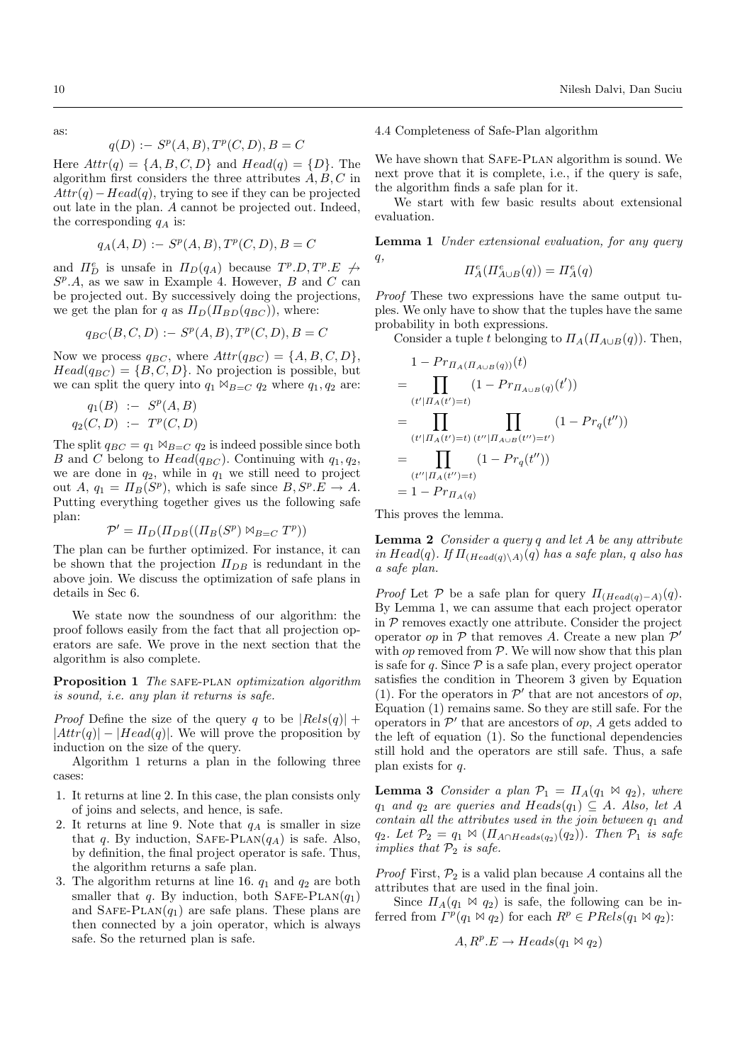as:

$$q(D) :- S^p(A, B), T^p(C, D), B = C$$

Here $Attr(q) = \{A, B, C, D\}$ and $Head(q) = \{D\}$. The algorithm first considers the three attributes $A, B, C$ in $Attr(q) - Head(q)$, trying to see if they can be projected out late in the plan. $A$ cannot be projected out. Indeed, the corresponding $q_A$ is:

$$q_A(A, D) :- S^p(A, B), T^p(C, D), B = C$$

and $\Pi^e_D$ is unsafe in $\Pi_D(q_A)$ because $T^p.D, T^p.E \not\rightarrow S^p.A$, as we saw in Example 4. However, $B$ and $C$ can be projected out. By successively doing the projections, we get the plan for $q$ as $\Pi_D(\Pi_{BD}(q_{BC}))$, where:

$$q_{BC}(B, C, D) :- S^p(A, B), T^p(C, D), B = C$$

Now we process $q_{BC}$, where $Attr(q_{BC}) = \{A, B, C, D\}$, $Head(q_{BC}) = \{B, C, D\}$. No projection is possible, but we can split the query into $q_1 \bowtie_{B=C} q_2$ where $q_1, q_2$ are:

$$q_1(B) :- S^p(A, B)$$
$$q_2(C, D) :- T^p(C, D)$$

The split $q_{BC} = q_1 \bowtie_{B=C} q_2$ is indeed possible since both $B$ and $C$ belong to $Head(q_{BC})$. Continuing with $q_1, q_2$, we are done in $q_2$, while in $q_1$ we still need to project out $A$, $q_1 = \Pi_B(S^p)$, which is safe since $B, S^p.E \rightarrow A$. Putting everything together gives us the following safe plan:

$$\mathcal{P}' = \Pi_D(\Pi_{DB}((\Pi_B(S^p) \bowtie_{B=C} T^p))$$

The plan can be further optimized. For instance, it can be shown that the projection $\Pi_{DB}$ is redundant in the above join. We discuss the optimization of safe plans in details in Sec 6.

We state now the soundness of our algorithm: the proof follows easily from the fact that all projection operators are safe. We prove in the next section that the algorithm is also complete.

**Proposition 1** *The* SAFE-PLAN *optimization algorithm is sound, i.e. any plan it returns is safe.*

*Proof* Define the size of the query $q$ to be $|Rels(q)| + |Attr(q)| - |Head(q)|$. We will prove the proposition by induction on the size of the query.

Algorithm 1 returns a plan in the following three cases:

1. It returns at line 2. In this case, the plan consists only of joins and selects, and hence, is safe.
2. It returns at line 9. Note that $q_A$ is smaller in size that $q$. By induction, SAFE-PLAN($q_A$) is safe. Also, by definition, the final project operator is safe. Thus, the algorithm returns a safe plan.
3. The algorithm returns at line 16. $q_1$ and $q_2$ are both smaller that $q$. By induction, both SAFE-PLAN($q_1$) and SAFE-PLAN($q_1$) are safe plans. These plans are then connected by a join operator, which is always safe. So the returned plan is safe.

### 4.4 Completeness of Safe-Plan algorithm

We have shown that SAFE-PLAN algorithm is sound. We next prove that it is complete, i.e., if the query is safe, the algorithm finds a safe plan for it.

We start with few basic results about extensional evaluation.

**Lemma 1** *Under extensional evaluation, for any query $q$,*

$$\Pi^e_A(\Pi^e_{A \cup B}(q)) = \Pi^e_A(q)$$

*Proof* These two expressions have the same output tuples. We only have to show that the tuples have the same probability in both expressions.

Consider a tuple $t$ belonging to $\Pi_A(\Pi_{A \cup B}(q))$. Then,

$$
\begin{aligned}
& 1 - Pr_{\Pi_A(\Pi_{A\cup B}(q))}(t) \\
&= \prod_{(t' | \Pi_A(t') = t)} (1 - Pr_{\Pi_{A\cup B}(q)}(t')) \\
&= \prod_{(t' | \Pi_A(t') = t)} \prod_{(t'' | \Pi_{A\cup B}(t'') = t')} (1 - Pr_q(t'')) \\
&= \prod_{(t'' | \Pi_A(t'') = t)} (1 - Pr_q(t'')) \\
&= 1 - Pr_{\Pi_A(q)}
\end{aligned}
$$

This proves the lemma.

**Lemma 2** *Consider a query $q$ and let $A$ be any attribute in $Head(q)$. If $\Pi_{(Head(q) \setminus A)}(q)$ has a safe plan, $q$ also has a safe plan.*

*Proof* Let $\mathcal{P}$ be a safe plan for query $\Pi_{(Head(q)-A)}(q)$. By Lemma 1, we can assume that each project operator in $\mathcal{P}$ removes exactly one attribute. Consider the project operator $op$ in $\mathcal{P}$ that removes $A$. Create a new plan $\mathcal{P}'$ with $op$ removed from $\mathcal{P}$. We will now show that this plan is safe for $q$. Since $\mathcal{P}$ is a safe plan, every project operator satisfies the condition in Theorem 3 given by Equation (1). For the operators in $\mathcal{P}'$ that are not ancestors of $op$, Equation (1) remains same. So they are still safe. For the operators in $\mathcal{P}'$ that are ancestors of $op$, $A$ gets added to the left of equation (1). So the functional dependencies still hold and the operators are still safe. Thus, a safe plan exists for $q$.

**Lemma 3** *Consider a plan $\mathcal{P}_1 = \Pi_A(q_1 \bowtie q_2)$, where $q_1$ and $q_2$ are queries and $Heads(q_1) \subseteq A$. Also, let $A$ contain all the attributes used in the join between $q_1$ and $q_2$. Let $\mathcal{P}_2 = q_1 \bowtie (\Pi_{A \cap Heads(q_2)}(q_2))$. Then $\mathcal{P}_1$ is safe implies that $\mathcal{P}_2$ is safe.*

*Proof* First, $\mathcal{P}_2$ is a valid plan because $A$ contains all the attributes that are used in the final join.

Since $\Pi_A(q_1 \bowtie q_2)$ is safe, the following can be inferred from $\Gamma^p(q_1 \bowtie q_2)$ for each $R^p \in PRels(q_1 \bowtie q_2)$:

$$A, R^p.E \rightarrow Heads(q_1 \bowtie q_2)$$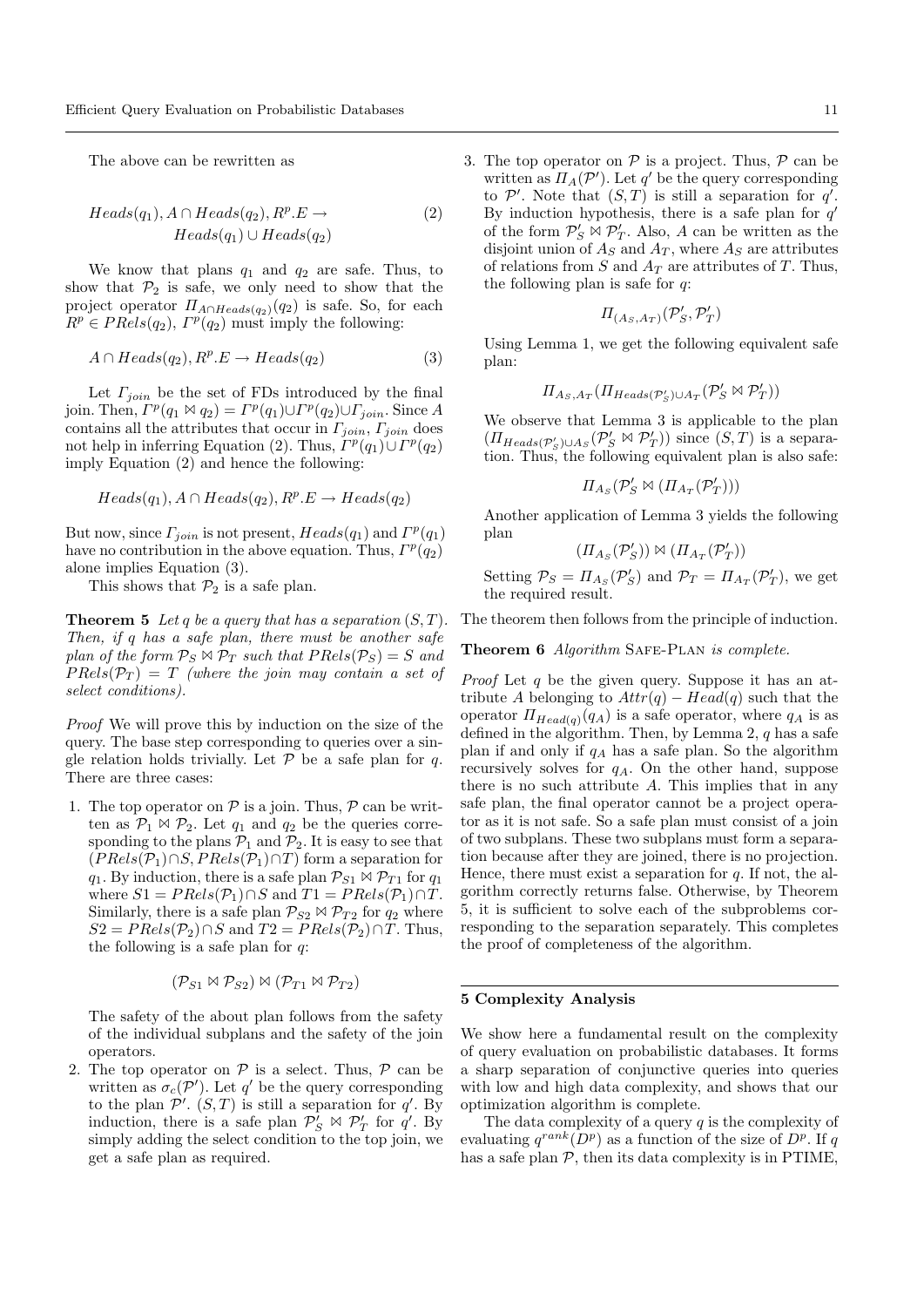The above can be rewritten as

$$Heads(q_1), A \cap Heads(q_2), R^p.E \rightarrow Heads(q_1) \cup Heads(q_2) \tag{2}$$

We know that plans $q_1$ and $q_2$ are safe. Thus, to show that $\mathcal{P}_2$ is safe, we only need to show that the project operator $\Pi_{A \cap Heads(q_2)}(q_2)$ is safe. So, for each $R^p \in PRels(q_2)$, $\Gamma^p(q_2)$ must imply the following:

$$A \cap Heads(q_2), R^p.E \rightarrow Heads(q_2) \tag{3}$$

Let $\Gamma_{join}$ be the set of FDs introduced by the final join. Then, $\Gamma^p(q_1 \bowtie q_2) = \Gamma^p(q_1) \cup \Gamma^p(q_2) \cup \Gamma_{join}$. Since $A$ contains all the attributes that occur in $\Gamma_{join}$, $\Gamma_{join}$ does not help in inferring Equation (2). Thus, $\Gamma^p(q_1) \cup \Gamma^p(q_2)$ imply Equation (2) and hence the following:

$$Heads(q_1), A \cap Heads(q_2), R^p.E \rightarrow Heads(q_2)$$

But now, since $\Gamma_{join}$ is not present, $Heads(q_1)$ and $\Gamma^p(q_1)$ have no contribution in the above equation. Thus, $\Gamma^p(q_2)$ alone implies Equation (3).

This shows that $\mathcal{P}_2$ is a safe plan.

**Theorem 5** *Let $q$ be a query that has a separation $(S, T)$. Then, if $q$ has a safe plan, there must be another safe plan of the form $\mathcal{P}_S \bowtie \mathcal{P}_T$ such that $PRels(\mathcal{P}_S) = S$ and $PRels(\mathcal{P}_T) = T$ (where the join may contain a set of select conditions).*

*Proof* We will prove this by induction on the size of the query. The base step corresponding to queries over a single relation holds trivially. Let $\mathcal{P}$ be a safe plan for $q$. There are three cases:

1. The top operator on $\mathcal{P}$ is a join. Thus, $\mathcal{P}$ can be written as $\mathcal{P}_1 \bowtie \mathcal{P}_2$. Let $q_1$ and $q_2$ be the queries corresponding to the plans $\mathcal{P}_1$ and $\mathcal{P}_2$. It is easy to see that $(PRels(\mathcal{P}_1) \cap S, PRels(\mathcal{P}_1) \cap T)$ form a separation for $q_1$. By induction, there is a safe plan $\mathcal{P}_{S1} \bowtie \mathcal{P}_{T1}$ for $q_1$ where $S1 = PRels(\mathcal{P}_1) \cap S$ and $T1 = PRels(\mathcal{P}_1) \cap T$. Similarly, there is a safe plan $\mathcal{P}_{S2} \bowtie \mathcal{P}_{T2}$ for $q_2$ where $S2 = PRels(\mathcal{P}_2) \cap S$ and $T2 = PRels(\mathcal{P}_2) \cap T$. Thus, the following is a safe plan for $q$:

$$(\mathcal{P}_{S1} \bowtie \mathcal{P}_{S2}) \bowtie (\mathcal{P}_{T1} \bowtie \mathcal{P}_{T2})$$

   The safety of the about plan follows from the safety of the individual subplans and the safety of the join operators.

2. The top operator on $\mathcal{P}$ is a select. Thus, $\mathcal{P}$ can be written as $\sigma_c(\mathcal{P}')$. Let $q'$ be the query corresponding to the plan $\mathcal{P}'$. $(S, T)$ is still a separation for $q'$. By induction, there is a safe plan $\mathcal{P}'_S \bowtie \mathcal{P}'_T$ for $q'$. By simply adding the select condition to the top join, we get a safe plan as required.

3. The top operator on $\mathcal{P}$ is a project. Thus, $\mathcal{P}$ can be written as $\Pi_A(\mathcal{P}')$. Let $q'$ be the query corresponding to $\mathcal{P}'$. Note that $(S, T)$ is still a separation for $q'$. By induction hypothesis, there is a safe plan for $q'$ of the form $\mathcal{P}'_S \bowtie \mathcal{P}'_T$. Also, $A$ can be written as the disjoint union of $A_S$ and $A_T$, where $A_S$ are attributes of relations from $S$ and $A_T$ are attributes of $T$. Thus, the following plan is safe for $q$:

$$\Pi_{(A_S, A_T)}(\mathcal{P}'_S, \mathcal{P}'_T)$$

   Using Lemma 1, we get the following equivalent safe plan:

$$\Pi_{A_S, A_T}(\Pi_{Heads(\mathcal{P}'_S) \cup A_T}(\mathcal{P}'_S \bowtie \mathcal{P}'_T))$$

   We observe that Lemma 3 is applicable to the plan $(\Pi_{Heads(\mathcal{P}'_S) \cup A_S}(\mathcal{P}'_S \bowtie \mathcal{P}'_T))$ since $(S, T)$ is a separation. Thus, the following equivalent plan is also safe:

$$\Pi_{A_S}(\mathcal{P}'_S \bowtie (\Pi_{A_T}(\mathcal{P}'_T)))$$

   Another application of Lemma 3 yields the following plan

$$(\Pi_{A_S}(\mathcal{P}'_S)) \bowtie (\Pi_{A_T}(\mathcal{P}'_T))$$

   Setting $\mathcal{P}_S = \Pi_{A_S}(\mathcal{P}'_S)$ and $\mathcal{P}_T = \Pi_{A_T}(\mathcal{P}'_T)$, we get the required result.

The theorem then follows from the principle of induction.

**Theorem 6** *Algorithm* SAFE-PLAN *is complete.*

*Proof* Let $q$ be the given query. Suppose it has an attribute $A$ belonging to $Attr(q) - Head(q)$ such that the operator $\Pi_{Head(q)}(q_A)$ is a safe operator, where $q_A$ is as defined in the algorithm. Then, by Lemma 2, $q$ has a safe plan if and only if $q_A$ has a safe plan. So the algorithm recursively solves for $q_A$. On the other hand, suppose there is no such attribute $A$. This implies that in any safe plan, the final operator cannot be a project operator as it is not safe. So a safe plan must consist of a join of two subplans. These two subplans must form a separation because after they are joined, there is no projection. Hence, there must exist a separation for $q$. If not, the algorithm correctly returns false. Otherwise, by Theorem 5, it is sufficient to solve each of the subproblems corresponding to the separation separately. This completes the proof of completeness of the algorithm.

## 5 Complexity Analysis

We show here a fundamental result on the complexity of query evaluation on probabilistic databases. It forms a sharp separation of conjunctive queries into queries with low and high data complexity, and shows that our optimization algorithm is complete.

The data complexity of a query $q$ is the complexity of evaluating $q^{rank}(D^p)$ as a function of the size of $D^p$. If $q$ has a safe plan $\mathcal{P}$, then its data complexity is in PTIME,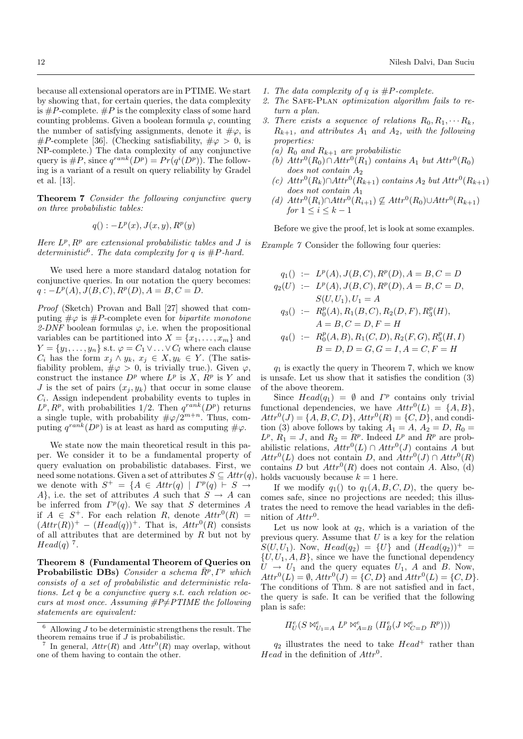because all extensional operators are in PTIME. We start by showing that, for certain queries, the data complexity is $\#P$-complete. $\#P$ is the complexity class of some hard counting problems. Given a boolean formula $\varphi$, counting the number of satisfying assignments, denote it $\#\varphi$, is $\#P$-complete [36]. (Checking satisfiability, $\#\varphi > 0$, is NP-complete.) The data complexity of any conjunctive query is $\#P$, since $q^{rank}(D^p) = Pr(q^i(D^p))$. The following is a variant of a result on query reliability by Gradel et al. [13].

**Theorem 7** *Consider the following conjunctive query on three probabilistic tables:*

$$q() : -L^p(x), J(x, y), R^p(y)$$

*Here $L^p, R^p$ are extensional probabilistic tables and $J$ is deterministic*[6]. *The data complexity for $q$ is $\#P$-hard.*

We used here a more standard datalog notation for conjunctive queries. In our notation the query becomes: $q : -L^p(A), J(B, C), R^p(D), A = B, C = D$.

*Proof* (Sketch) Provan and Ball [27] showed that computing $\#\varphi$ is $\#P$-complete even for *bipartite monotone 2-DNF* boolean formulas $\varphi$, i.e. when the propositional variables can be partitioned into $X = \{x_1, \ldots, x_m\}$ and $Y = \{y_1, \ldots, y_n\}$ s.t. $\varphi = C_1 \vee \ldots \vee C_l$ where each clause $C_i$ has the form $x_j \wedge y_k$, $x_j \in X, y_k \in Y$. (The satisfiability problem, $\#\varphi > 0$, is trivially true.). Given $\varphi$, construct the instance $D^p$ where $L^p$ is $X$, $R^p$ is $Y$ and $J$ is the set of pairs $(x_j, y_k)$ that occur in some clause $C_i$. Assign independent probability events to tuples in $L^p, R^p$, with probabilities 1/2. Then $q^{rank}(D^p)$ returns a single tuple, with probability $\#\varphi/2^{m+n}$. Thus, computing $q^{rank}(D^p)$ is at least as hard as computing $\#\varphi$.

We state now the main theoretical result in this paper. We consider it to be a fundamental property of query evaluation on probabilistic databases. First, we need some notations. Given a set of attributes $S \subseteq Attr(q)$, we denote with $S^+ = \{A \in Attr(q) \mid \Gamma^p(q) \vdash S \rightarrow A\}$, i.e. the set of attributes $A$ such that $S \rightarrow A$ can be inferred from $\Gamma^p(q)$. We say that $S$ determines $A$ if $A \in S^+$. For each relation $R$, denote $Attr^0(R) = (Attr(R))^+ - (Head(q))^+$. That is, $Attr^0(R)$ consists of all attributes that are determined by $R$ but not by $Head(q)$ [7].

**Theorem 8 (Fundamental Theorem of Queries on Probabilistic DBs)** *Consider a schema $\bar{R}^p, \Gamma^p$ which consists of a set of probabilistic and deterministic relations. Let $q$ be a conjunctive query s.t. each relation occurs at most once. Assuming $\#P \neq PTIME$ the following statements are equivalent:*

1. *The data complexity of $q$ is $\#P$-complete.*
2. *The* Safe-Plan *optimization algorithm fails to return a plan.*
3. *There exists a sequence of relations $R_0, R_1, \cdots R_k$, $R_{k+1}$, and attributes $A_1$ and $A_2$, with the following properties:*
   - *(a) $R_0$ and $R_{k+1}$ are probabilistic*
   - *(b) $Attr^0(R_0) \cap Attr^0(R_1)$ contains $A_1$ but $Attr^0(R_0)$ does not contain $A_2$*
   - *(c) $Attr^0(R_k) \cap Attr^0(R_{k+1})$ contains $A_2$ but $Attr^0(R_{k+1})$ does not contain $A_1$*
   - *(d) $Attr^0(R_i) \cap Attr^0(R_{i+1}) \not\subseteq Attr^0(R_0) \cup Attr^0(R_{k+1})$ for $1 \leq i \leq k-1$*

Before we give the proof, let is look at some examples.

*Example 7* Consider the following four queries:

$$\begin{aligned}
q_1() &:- L^p(A), J(B, C), R^p(D), A = B, C = D \\
q_2(U) &:- L^p(A), J(B, C), R^p(D), A = B, C = D, \\
&\quad\;\; S(U, U_1), U_1 = A \\
q_3() &:- R_0^p(A), R_1(B, C), R_2(D, F), R_3^p(H), \\
&\quad\;\; A = B, C = D, F = H \\
q_4() &:- R_0^p(A, B), R_1(C, D), R_2(F, G), R_3^p(H, I) \\
&\quad\;\; B = D, D = G, G = I, A = C, F = H
\end{aligned}$$

$q_1$ is exactly the query in Theorem 7, which we know is unsafe. Let us show that it satisfies the condition (3) of the above theorem.

Since $Head(q_1) = \emptyset$ and $\Gamma^p$ contains only trivial functional dependencies, we have $Attr^0(L) = \{A, B\}$, $Attr^0(J) = \{A, B, C, D\}$, $Attr^0(R) = \{C, D\}$, and condition (3) above follows by taking $A_1 = A$, $A_2 = D$, $R_0 = L^p$, $R_1 = J$, and $R_2 = R^p$. Indeed $L^p$ and $R^p$ are probabilistic relations, $Attr^0(L) \cap Attr^0(J)$ contains $A$ but $Attr^0(L)$ does not contain $D$, and $Attr^0(J) \cap Attr^0(R)$ contains $D$ but $Attr^0(R)$ does not contain $A$. Also, (d) holds vacuously because $k = 1$ here.

If we modify $q_1()$ to $q_1(A, B, C, D)$, the query becomes safe, since no projections are needed; this illustrates the need to remove the head variables in the definition of $Attr^0$.

Let us now look at $q_2$, which is a variation of the previous query. Assume that $U$ is a key for the relation $S(U, U_1)$. Now, $Head(q_2) = \{U\}$ and $(Head(q_2))^+ = \{U, U_1, A, B\}$, since we have the functional dependency $U \rightarrow U_1$ and the query equates $U_1$, $A$ and $B$. Now, $Attr^0(L) = \emptyset$, $Attr^0(J) = \{C, D\}$ and $Attr^0(L) = \{C, D\}$. The conditions of Thm. 8 are not satisfied and in fact, the query is safe. It can be verified that the following plan is safe:

$$\Pi_U^e(S \bowtie_{U_1=A}^e L^p \bowtie_{A=B}^e (\Pi_B^e(J \bowtie_{C=D}^e R^p)))$$

$q_2$ illustrates the need to take $Head^+$ rather than $Head$ in the definition of $Attr^0$.

[6] Allowing $J$ to be deterministic strengthens the result. The theorem remains true if $J$ is probabilistic.

[7] In general, $Attr(R)$ and $Attr^0(R)$ may overlap, without one of them having to contain the other.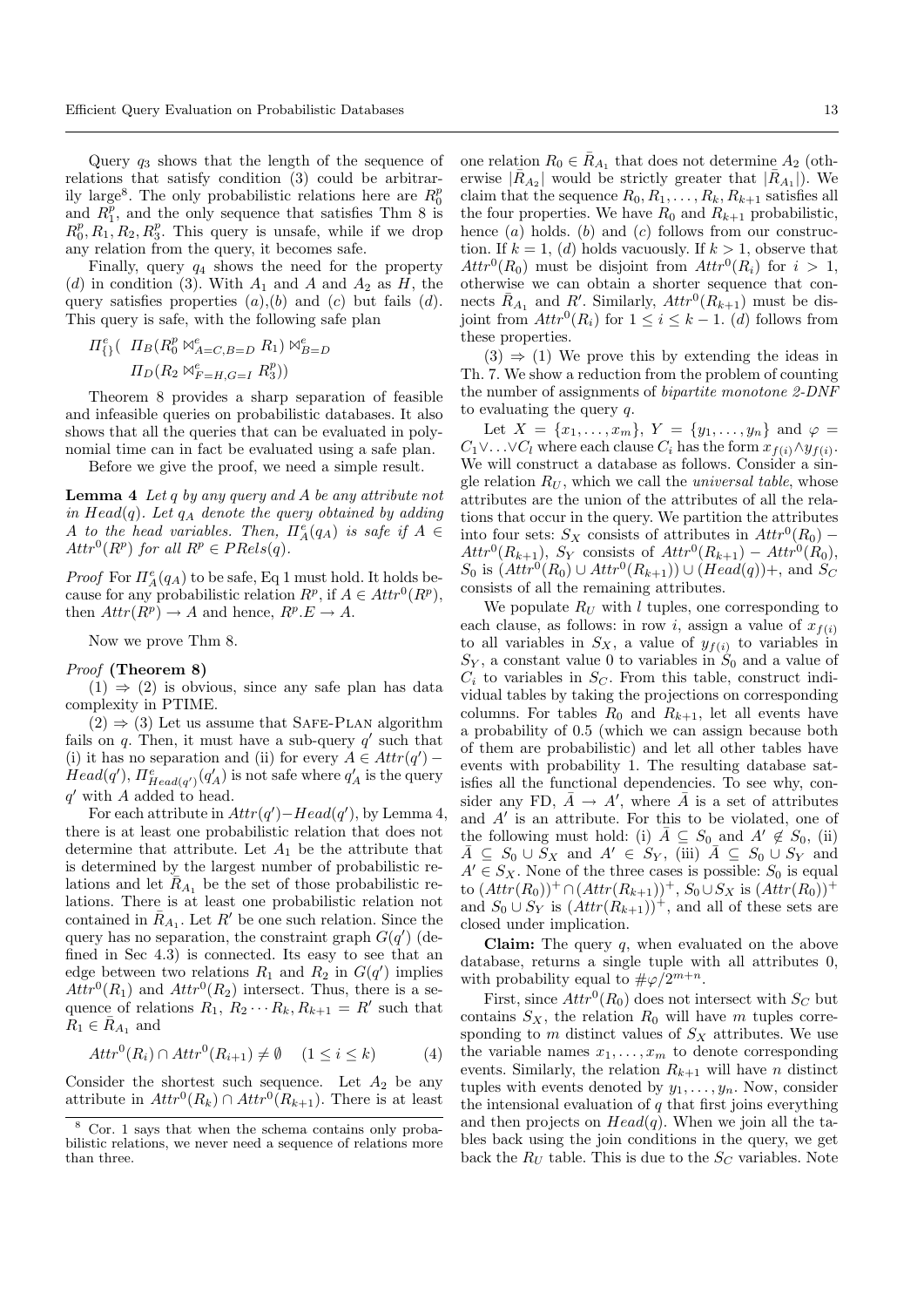Query $q_3$ shows that the length of the sequence of relations that satisfy condition (3) could be arbitrarily large[8]. The only probabilistic relations here are $R_0^p$ and $R_1^p$, and the only sequence that satisfies Thm 8 is $R_0^p, R_1, R_2, R_3^p$. This query is unsafe, while if we drop any relation from the query, it becomes safe.

Finally, query $q_4$ shows the need for the property (*d*) in condition (3). With $A_1$ and $A$ and $A_2$ as $H$, the query satisfies properties (*a*),(*b*) and (*c*) but fails (*d*). This query is safe, with the following safe plan

$$\Pi^e_{\{\}}(\ \Pi_B(R_0^p \bowtie^e_{A=C,B=D} R_1) \bowtie^e_{B=D}$$
$$\Pi_D(R_2 \bowtie^e_{F=H,G=I} R_3^p))$$

Theorem 8 provides a sharp separation of feasible and infeasible queries on probabilistic databases. It also shows that all the queries that can be evaluated in polynomial time can in fact be evaluated using a safe plan.

Before we give the proof, we need a simple result.

**Lemma 4** *Let q by any query and A be any attribute not in Head(q). Let $q_A$ denote the query obtained by adding A to the head variables. Then, $\Pi^e_A(q_A)$ is safe if $A \in Attr^0(R^p)$ for all $R^p \in PRels(q)$.*

*Proof* For $\Pi^e_A(q_A)$ to be safe, Eq 1 must hold. It holds because for any probabilistic relation $R^p$, if $A \in Attr^0(R^p)$, then $Attr(R^p) \to A$ and hence, $R^p.E \to A$.

Now we prove Thm 8.

*Proof* **(Theorem 8)**

(1) $\Rightarrow$ (2) is obvious, since any safe plan has data complexity in PTIME.

(2) $\Rightarrow$ (3) Let us assume that Safe-Plan algorithm fails on $q$. Then, it must have a sub-query $q'$ such that (i) it has no separation and (ii) for every $A \in Attr(q') - Head(q')$, $\Pi^e_{Head(q')}(q'_A)$ is not safe where $q'_A$ is the query $q'$ with $A$ added to head.

For each attribute in $Attr(q') - Head(q')$, by Lemma 4, there is at least one probabilistic relation that does not determine that attribute. Let $A_1$ be the attribute that is determined by the largest number of probabilistic relations and let $\bar{R}_{A_1}$ be the set of those probabilistic relations. There is at least one probabilistic relation not contained in $\bar{R}_{A_1}$. Let $R'$ be one such relation. Since the query has no separation, the constraint graph $G(q')$ (defined in Sec 4.3) is connected. Its easy to see that an edge between two relations $R_1$ and $R_2$ in $G(q')$ implies $Attr^0(R_1)$ and $Attr^0(R_2)$ intersect. Thus, there is a sequence of relations $R_1, R_2 \cdots R_k, R_{k+1} = R'$ such that $R_1 \in \bar{R}_{A_1}$ and

$$Attr^0(R_i) \cap Attr^0(R_{i+1}) \neq \emptyset \quad (1 \leq i \leq k) \tag{4}$$

Consider the shortest such sequence. Let $A_2$ be any attribute in $Attr^0(R_k) \cap Attr^0(R_{k+1})$. There is at least one relation $R_0 \in \bar{R}_{A_1}$ that does not determine $A_2$ (otherwise $|\bar{R}_{A_2}|$ would be strictly greater that $|\bar{R}_{A_1}|$). We claim that the sequence $R_0, R_1, \ldots, R_k, R_{k+1}$ satisfies all the four properties. We have $R_0$ and $R_{k+1}$ probabilistic, hence (*a*) holds. (*b*) and (*c*) follows from our construction. If $k = 1$, (*d*) holds vacuously. If $k > 1$, observe that $Attr^0(R_0)$ must be disjoint from $Attr^0(R_i)$ for $i > 1$, otherwise we can obtain a shorter sequence that connects $\bar{R}_{A_1}$ and $R'$. Similarly, $Attr^0(R_{k+1})$ must be disjoint from $Attr^0(R_i)$ for $1 \leq i \leq k-1$. (*d*) follows from these properties.

(3) $\Rightarrow$ (1) We prove this by extending the ideas in Th. 7. We show a reduction from the problem of counting the number of assignments of *bipartite monotone 2-DNF* to evaluating the query $q$.

Let $X = \{x_1, \ldots, x_m\}$, $Y = \{y_1, \ldots, y_n\}$ and $\varphi = C_1 \vee \ldots \vee C_l$ where each clause $C_i$ has the form $x_{f(i)} \wedge y_{f(i)}$. We will construct a database as follows. Consider a single relation $R_U$, which we call the *universal table*, whose attributes are the union of the attributes of all the relations that occur in the query. We partition the attributes into four sets: $S_X$ consists of attributes in $Attr^0(R_0) - Attr^0(R_{k+1})$, $S_Y$ consists of $Attr^0(R_{k+1}) - Attr^0(R_0)$, $S_0$ is $(Attr^0(R_0) \cup Attr^0(R_{k+1})) \cup (Head(q))+$, and $S_C$ consists of all the remaining attributes.

We populate $R_U$ with $l$ tuples, one corresponding to each clause, as follows: in row $i$, assign a value of $x_{f(i)}$ to all variables in $S_X$, a value of $y_{f(i)}$ to variables in $S_Y$, a constant value 0 to variables in $S_0$ and a value of $C_i$ to variables in $S_C$. From this table, construct individual tables by taking the projections on corresponding columns. For tables $R_0$ and $R_{k+1}$, let all events have a probability of 0.5 (which we can assign because both of them are probabilistic) and let all other tables have events with probability 1. The resulting database satisfies all the functional dependencies. To see why, consider any FD, $\bar{A} \to A'$, where $\bar{A}$ is a set of attributes and $A'$ is an attribute. For this to be violated, one of the following must hold: (i) $\bar{A} \subseteq S_0$ and $A' \notin S_0$, (ii) $\bar{A} \subseteq S_0 \cup S_X$ and $A' \in S_Y$, (iii) $\bar{A} \subseteq S_0 \cup S_Y$ and $A' \in S_X$. None of the three cases is possible: $S_0$ is equal to $(Attr(R_0))^+ \cap (Attr(R_{k+1}))^+$, $S_0 \cup S_X$ is $(Attr(R_0))^+$ and $S_0 \cup S_Y$ is $(Attr(R_{k+1}))^+$, and all of these sets are closed under implication.

**Claim:** The query $q$, when evaluated on the above database, returns a single tuple with all attributes 0, with probability equal to $\#\varphi/2^{m+n}$.

First, since $Attr^0(R_0)$ does not intersect with $S_C$ but contains $S_X$, the relation $R_0$ will have $m$ tuples corresponding to $m$ distinct values of $S_X$ attributes. We use the variable names $x_1, \ldots, x_m$ to denote corresponding events. Similarly, the relation $R_{k+1}$ will have $n$ distinct tuples with events denoted by $y_1, \ldots, y_n$. Now, consider the intensional evaluation of $q$ that first joins everything and then projects on $Head(q)$. When we join all the tables back using the join conditions in the query, we get back the $R_U$ table. This is due to the $S_C$ variables. Note

[8] Cor. 1 says that when the schema contains only probabilistic relations, we never need a sequence of relations more than three.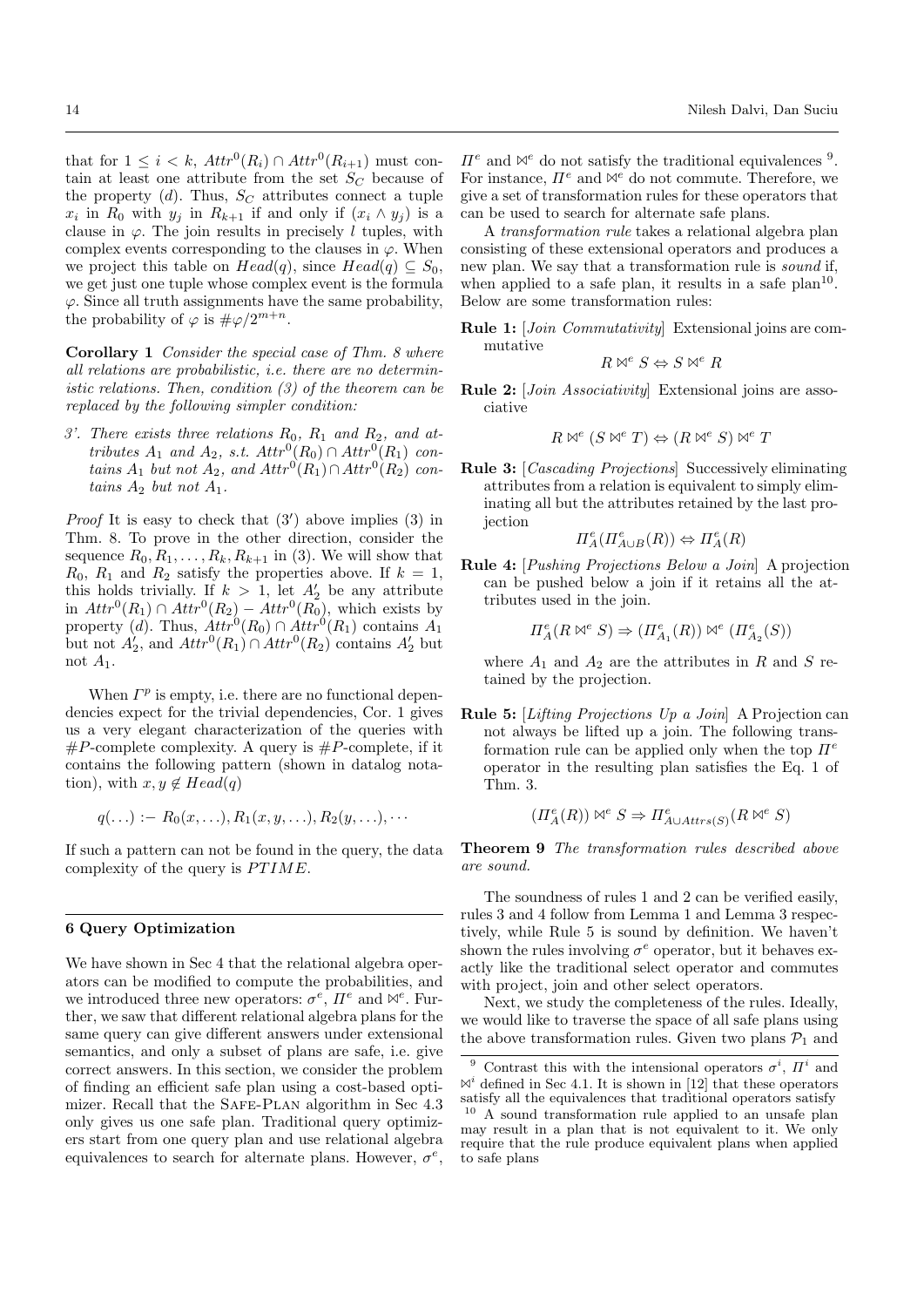that for $1 \leq i < k$, $Attr^0(R_i) \cap Attr^0(R_{i+1})$ must contain at least one attribute from the set $S_C$ because of the property $(d)$. Thus, $S_C$ attributes connect a tuple $x_i$ in $R_0$ with $y_j$ in $R_{k+1}$ if and only if $(x_i \wedge y_j)$ is a clause in $\varphi$. The join results in precisely $l$ tuples, with complex events corresponding to the clauses in $\varphi$. When we project this table on $Head(q)$, since $Head(q) \subseteq S_0$, we get just one tuple whose complex event is the formula $\varphi$. Since all truth assignments have the same probability, the probability of $\varphi$ is $\#\varphi/2^{m+n}$.

**Corollary 1** *Consider the special case of Thm. 8 where all relations are probabilistic, i.e. there are no deterministic relations. Then, condition (3) of the theorem can be replaced by the following simpler condition:*

*3'. There exists three relations $R_0$, $R_1$ and $R_2$, and attributes $A_1$ and $A_2$, s.t. $Attr^0(R_0) \cap Attr^0(R_1)$ contains $A_1$ but not $A_2$, and $Attr^0(R_1) \cap Attr^0(R_2)$ contains $A_2$ but not $A_1$.*

*Proof* It is easy to check that $(3')$ above implies (3) in Thm. 8. To prove in the other direction, consider the sequence $R_0, R_1, \ldots, R_k, R_{k+1}$ in (3). We will show that $R_0$, $R_1$ and $R_2$ satisfy the properties above. If $k = 1$, this holds trivially. If $k > 1$, let $A_2'$ be any attribute in $Attr^0(R_1) \cap Attr^0(R_2) - Attr^0(R_0)$, which exists by property $(d)$. Thus, $Attr^0(R_0) \cap Attr^0(R_1)$ contains $A_1$ but not $A_2'$, and $Attr^0(R_1) \cap Attr^0(R_2)$ contains $A_2'$ but not $A_1$.

When $\Gamma^p$ is empty, i.e. there are no functional dependencies expect for the trivial dependencies, Cor. 1 gives us a very elegant characterization of the queries with $\#P$-complete complexity. A query is $\#P$-complete, if it contains the following pattern (shown in datalog notation), with $x, y \notin Head(q)$

$$q(\ldots) :- R_0(x, \ldots), R_1(x, y, \ldots), R_2(y, \ldots), \cdots$$

If such a pattern can not be found in the query, the data complexity of the query is $PTIME$.

## 6 Query Optimization

We have shown in Sec 4 that the relational algebra operators can be modified to compute the probabilities, and we introduced three new operators: $\sigma^e$, $\Pi^e$ and $\bowtie^e$. Further, we saw that different relational algebra plans for the same query can give different answers under extensional semantics, and only a subset of plans are safe, i.e. give correct answers. In this section, we consider the problem of finding an efficient safe plan using a cost-based optimizer. Recall that the SAFE-PLAN algorithm in Sec 4.3 only gives us one safe plan. Traditional query optimizers start from one query plan and use relational algebra equivalences to search for alternate plans. However, $\sigma^e$, $\Pi^e$ and $\bowtie^e$ do not satisfy the traditional equivalences [9]. For instance, $\Pi^e$ and $\bowtie^e$ do not commute. Therefore, we give a set of transformation rules for these operators that can be used to search for alternate safe plans.

A *transformation rule* takes a relational algebra plan consisting of these extensional operators and produces a new plan. We say that a transformation rule is *sound* if, when applied to a safe plan, it results in a safe plan[10]. Below are some transformation rules:

**Rule 1:** [*Join Commutativity*] Extensional joins are commutative

$$R \bowtie^e S \Leftrightarrow S \bowtie^e R$$

**Rule 2:** [*Join Associativity*] Extensional joins are associative

$$R \bowtie^e (S \bowtie^e T) \Leftrightarrow (R \bowtie^e S) \bowtie^e T$$

**Rule 3:** [*Cascading Projections*] Successively eliminating attributes from a relation is equivalent to simply eliminating all but the attributes retained by the last projection

$$\Pi_A^e(\Pi_{A \cup B}^e(R)) \Leftrightarrow \Pi_A^e(R)$$

**Rule 4:** [*Pushing Projections Below a Join*] A projection can be pushed below a join if it retains all the attributes used in the join.

$$\Pi_A^e(R \bowtie^e S) \Rightarrow (\Pi_{A_1}^e(R)) \bowtie^e (\Pi_{A_2}^e(S))$$

where $A_1$ and $A_2$ are the attributes in $R$ and $S$ retained by the projection.

**Rule 5:** [*Lifting Projections Up a Join*] A Projection can not always be lifted up a join. The following transformation rule can be applied only when the top $\Pi^e$ operator in the resulting plan satisfies the Eq. 1 of Thm. 3.

$$(\Pi_A^e(R)) \bowtie^e S \Rightarrow \Pi_{A \cup Attrs(S)}^e(R \bowtie^e S)$$

**Theorem 9** *The transformation rules described above are sound.*

The soundness of rules 1 and 2 can be verified easily, rules 3 and 4 follow from Lemma 1 and Lemma 3 respectively, while Rule 5 is sound by definition. We haven't shown the rules involving $\sigma^e$ operator, but it behaves exactly like the traditional select operator and commutes with project, join and other select operators.

Next, we study the completeness of the rules. Ideally, we would like to traverse the space of all safe plans using the above transformation rules. Given two plans $\mathcal{P}_1$ and

[9] Contrast this with the intensional operators $\sigma^i$, $\Pi^i$ and $\bowtie^i$ defined in Sec 4.1. It is shown in [12] that these operators satisfy all the equivalences that traditional operators satisfy

[10] A sound transformation rule applied to an unsafe plan may result in a plan that is not equivalent to it. We only require that the rule produce equivalent plans when applied to safe plans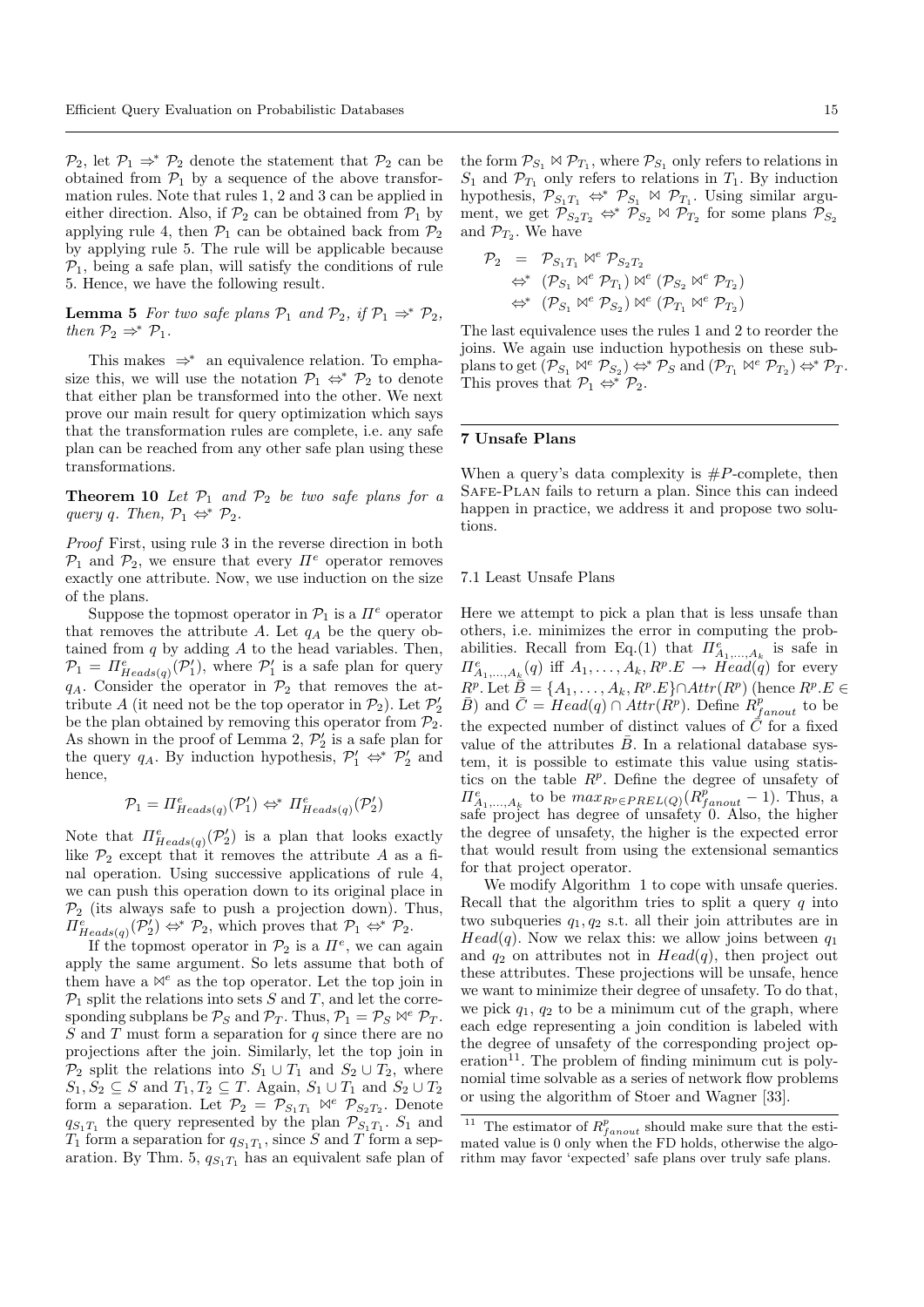$\mathcal{P}_2$, let $\mathcal{P}_1 \Rightarrow^* \mathcal{P}_2$ denote the statement that $\mathcal{P}_2$ can be obtained from $\mathcal{P}_1$ by a sequence of the above transformation rules. Note that rules 1, 2 and 3 can be applied in either direction. Also, if $\mathcal{P}_2$ can be obtained from $\mathcal{P}_1$ by applying rule 4, then $\mathcal{P}_1$ can be obtained back from $\mathcal{P}_2$ by applying rule 5. The rule will be applicable because $\mathcal{P}_1$, being a safe plan, will satisfy the conditions of rule 5. Hence, we have the following result.

**Lemma 5** *For two safe plans $\mathcal{P}_1$ and $\mathcal{P}_2$, if $\mathcal{P}_1 \Rightarrow^* \mathcal{P}_2$, then $\mathcal{P}_2 \Rightarrow^* \mathcal{P}_1$.*

This makes $\Rightarrow^*$ an equivalence relation. To emphasize this, we will use the notation $\mathcal{P}_1 \Leftrightarrow^* \mathcal{P}_2$ to denote that either plan be transformed into the other. We next prove our main result for query optimization which says that the transformation rules are complete, i.e. any safe plan can be reached from any other safe plan using these transformations.

**Theorem 10** *Let $\mathcal{P}_1$ and $\mathcal{P}_2$ be two safe plans for a query $q$. Then, $\mathcal{P}_1 \Leftrightarrow^* \mathcal{P}_2$.*

*Proof* First, using rule 3 in the reverse direction in both $\mathcal{P}_1$ and $\mathcal{P}_2$, we ensure that every $\Pi^e$ operator removes exactly one attribute. Now, we use induction on the size of the plans.

Suppose the topmost operator in $\mathcal{P}_1$ is a $\Pi^e$ operator that removes the attribute $A$. Let $q_A$ be the query obtained from $q$ by adding $A$ to the head variables. Then, $\mathcal{P}_1 = \Pi^e_{Heads(q)}(\mathcal{P}'_1)$, where $\mathcal{P}'_1$ is a safe plan for query $q_A$. Consider the operator in $\mathcal{P}_2$ that removes the attribute $A$ (it need not be the top operator in $\mathcal{P}_2$). Let $\mathcal{P}'_2$ be the plan obtained by removing this operator from $\mathcal{P}_2$. As shown in the proof of Lemma 2, $\mathcal{P}'_2$ is a safe plan for the query $q_A$. By induction hypothesis, $\mathcal{P}'_1 \Leftrightarrow^* \mathcal{P}'_2$ and hence,

$$\mathcal{P}_1 = \Pi^e_{Heads(q)}(\mathcal{P}'_1) \Leftrightarrow^* \Pi^e_{Heads(q)}(\mathcal{P}'_2)$$

Note that $\Pi^e_{Heads(q)}(\mathcal{P}'_2)$ is a plan that looks exactly like $\mathcal{P}_2$ except that it removes the attribute $A$ as a final operation. Using successive applications of rule 4, we can push this operation down to its original place in $\mathcal{P}_2$ (its always safe to push a projection down). Thus, $\Pi^e_{Heads(q)}(\mathcal{P}'_2) \Leftrightarrow^* \mathcal{P}_2$, which proves that $\mathcal{P}_1 \Leftrightarrow^* \mathcal{P}_2$.

If the topmost operator in $\mathcal{P}_2$ is a $\Pi^e$, we can again apply the same argument. So lets assume that both of them have a $\bowtie^e$ as the top operator. Let the top join in $\mathcal{P}_1$ split the relations into sets $S$ and $T$, and let the corresponding subplans be $\mathcal{P}_S$ and $\mathcal{P}_T$. Thus, $\mathcal{P}_1 = \mathcal{P}_S \bowtie^e \mathcal{P}_T$. $S$ and $T$ must form a separation for $q$ since there are no projections after the join. Similarly, let the top join in $\mathcal{P}_2$ split the relations into $S_1 \cup T_1$ and $S_2 \cup T_2$, where $S_1, S_2 \subseteq S$ and $T_1, T_2 \subseteq T$. Again, $S_1 \cup T_1$ and $S_2 \cup T_2$ form a separation. Let $\mathcal{P}_2 = \mathcal{P}_{S_1T_1} \bowtie^e \mathcal{P}_{S_2T_2}$. Denote $q_{S_1T_1}$ the query represented by the plan $\mathcal{P}_{S_1T_1}$. $S_1$ and $T_1$ form a separation for $q_{S_1T_1}$, since $S$ and $T$ form a separation. By Thm. 5, $q_{S_1T_1}$ has an equivalent safe plan of the form $\mathcal{P}_{S_1} \bowtie \mathcal{P}_{T_1}$, where $\mathcal{P}_{S_1}$ only refers to relations in $S_1$ and $\mathcal{P}_{T_1}$ only refers to relations in $T_1$. By induction hypothesis, $\mathcal{P}_{S_1T_1} \Leftrightarrow^* \mathcal{P}_{S_1} \bowtie \mathcal{P}_{T_1}$. Using similar argument, we get $\mathcal{P}_{S_2T_2} \Leftrightarrow^* \mathcal{P}_{S_2} \bowtie \mathcal{P}_{T_2}$ for some plans $\mathcal{P}_{S_2}$ and $\mathcal{P}_{T_2}$. We have

$$\begin{aligned}
\mathcal{P}_2 &= \mathcal{P}_{S_1T_1} \bowtie^e \mathcal{P}_{S_2T_2} \\
&\Leftrightarrow^* (\mathcal{P}_{S_1} \bowtie^e \mathcal{P}_{T_1}) \bowtie^e (\mathcal{P}_{S_2} \bowtie^e \mathcal{P}_{T_2}) \\
&\Leftrightarrow^* (\mathcal{P}_{S_1} \bowtie^e \mathcal{P}_{S_2}) \bowtie^e (\mathcal{P}_{T_1} \bowtie^e \mathcal{P}_{T_2})
\end{aligned}$$

The last equivalence uses the rules 1 and 2 to reorder the joins. We again use induction hypothesis on these subplans to get $(\mathcal{P}_{S_1} \bowtie^e \mathcal{P}_{S_2}) \Leftrightarrow^* \mathcal{P}_S$ and $(\mathcal{P}_{T_1} \bowtie^e \mathcal{P}_{T_2}) \Leftrightarrow^* \mathcal{P}_T$. This proves that $\mathcal{P}_1 \Leftrightarrow^* \mathcal{P}_2$.

## 7 Unsafe Plans

When a query's data complexity is $\#P$-complete, then Safe-Plan fails to return a plan. Since this can indeed happen in practice, we address it and propose two solutions.

### 7.1 Least Unsafe Plans

Here we attempt to pick a plan that is less unsafe than others, i.e. minimizes the error in computing the probabilities. Recall from Eq.(1) that $\Pi^e_{A_1,\ldots,A_k}$ is safe in $\Pi^e_{A_1,\ldots,A_k}(q)$ iff $A_1, \ldots, A_k, R^p.E \rightarrow Head(q)$ for every $R^p$. Let $\bar{B} = \{A_1, \ldots, A_k, R^p.E\} \cap Attr(R^p)$ (hence $R^p.E \in \bar{B}$) and $\bar{C} = Head(q) \cap Attr(R^p)$. Define $R^p_{fanout}$ to be the expected number of distinct values of $\bar{C}$ for a fixed value of the attributes $\bar{B}$. In a relational database system, it is possible to estimate this value using statistics on the table $R^p$. Define the degree of unsafety of $\Pi^e_{A_1,\ldots,A_k}$ to be $max_{R^p \in PREL(Q)}(R^p_{fanout} - 1)$. Thus, a safe project has degree of unsafety 0. Also, the higher is the degree of unsafety, the higher is the expected error that would result from using the extensional semantics for that project operator.

We modify Algorithm 1 to cope with unsafe queries. Recall that the algorithm tries to split a query $q$ into two subqueries $q_1, q_2$ s.t. all their join attributes are in $Head(q)$. Now we relax this: we allow joins between $q_1$ and $q_2$ on attributes not in $Head(q)$, then project out these attributes. These projections will be unsafe, hence we want to minimize their degree of unsafety. To do that, we pick $q_1$, $q_2$ to be a minimum cut of the graph, where each edge representing a join condition is labeled with the degree of unsafety of the corresponding project operation[11]. The problem of finding minimum cut is polynomial time solvable as a series of network flow problems or using the algorithm of Stoer and Wagner [33].

[11] The estimator of $R^p_{fanout}$ should make sure that the estimated value is 0 only when the FD holds, otherwise the algorithm may favor 'expected' safe plans over truly safe plans.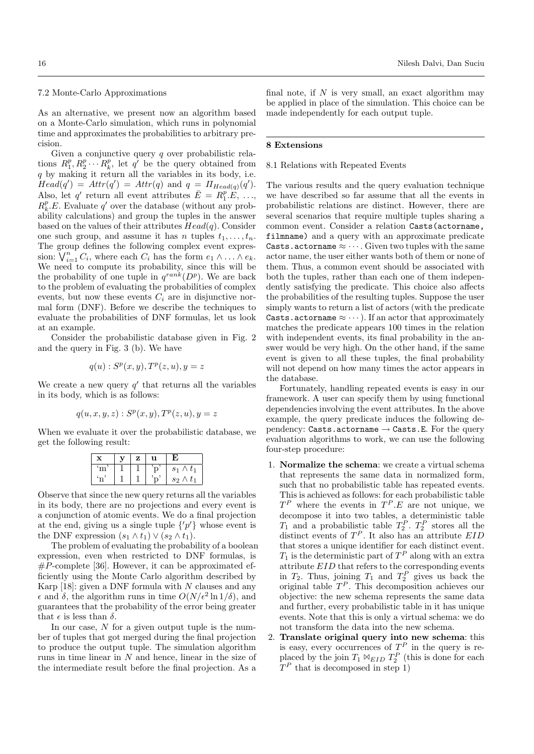### 7.2 Monte-Carlo Approximations

As an alternative, we present now an algorithm based on a Monte-Carlo simulation, which runs in polynomial time and approximates the probabilities to arbitrary precision.

Given a conjunctive query $q$ over probabilistic relations $R_1^p, R_2^p \cdots R_k^p$, let $q'$ be the query obtained from $q$ by making it return all the variables in its body, i.e. $Head(q') = Attr(q') = Attr(q)$ and $q = \Pi_{Head(q)}(q')$. Also, let $q'$ return all event attributes $\bar{E} = R_1^p.E, \ldots, R_k^p.E$. Evaluate $q'$ over the database (without any probability calculations) and group the tuples in the answer based on the values of their attributes $Head(q)$. Consider one such group, and assume it has $n$ tuples $t_1, \ldots, t_n$. The group defines the following complex event expression: $\bigvee_{i=1}^n C_i$, where each $C_i$ has the form $e_1 \wedge \ldots \wedge e_k$. We need to compute its probability, since this will be the probability of one tuple in $q^{rank}(D^p)$. We are back to the problem of evaluating the probabilities of complex events, but now these events $C_i$ are in disjunctive normal form (DNF). Before we describe the techniques to evaluate the probabilities of DNF formulas, let us look at an example.

Consider the probabilistic database given in Fig. 2 and the query in Fig. 3 (b). We have

$$q(u) : S^p(x, y), T^p(z, u), y = z$$

We create a new query $q'$ that returns all the variables in its body, which is as follows:

$$q(u, x, y, z) : S^p(x, y), T^p(z, u), y = z$$

When we evaluate it over the probabilistic database, we get the following result:

| x | y | z | u | E |
|---|---|---|---|---|
| 'm' | 1 | 1 | 'p' | $s_1 \wedge t_1$ |
| 'n' | 1 | 1 | 'p' | $s_2 \wedge t_1$ |

Observe that since the new query returns all the variables in its body, there are no projections and every event is a conjunction of atomic events. We do a final projection at the end, giving us a single tuple $\{'p'\}$ whose event is the DNF expression $(s_1 \wedge t_1) \vee (s_2 \wedge t_1)$.

The problem of evaluating the probability of a boolean expression, even when restricted to DNF formulas, is $\#P$-complete [36]. However, it can be approximated efficiently using the Monte Carlo algorithm described by Karp [18]: given a DNF formula with $N$ clauses and any $\epsilon$ and $\delta$, the algorithm runs in time $O(N/\epsilon^2 \ln 1/\delta)$, and guarantees that the probability of the error being greater that $\epsilon$ is less than $\delta$.

In our case, $N$ for a given output tuple is the number of tuples that got merged during the final projection to produce the output tuple. The simulation algorithm runs in time linear in $N$ and hence, linear in the size of the intermediate result before the final projection. As a final note, if $N$ is very small, an exact algorithm may be applied in place of the simulation. This choice can be made independently for each output tuple.

## 8 Extensions

### 8.1 Relations with Repeated Events

The various results and the query evaluation technique we have described so far assume that all the events in probabilistic relations are distinct. However, there are several scenarios that require multiple tuples sharing a common event. Consider a relation `Casts(actorname, filmname)` and a query with an approximate predicate `Casts.actorname` $\approx \cdots$. Given two tuples with the same actor name, the user either wants both of them or none of them. Thus, a common event should be associated with both the tuples, rather than each one of them independently satisfying the predicate. This choice also affects the probabilities of the resulting tuples. Suppose the user simply wants to return a list of actors (with the predicate `Casts.actorname` $\approx \cdots$). If an actor that approximately matches the predicate appears 100 times in the relation with independent events, its final probability in the answer would be very high. On the other hand, if the same event is given to all these tuples, the final probability will not depend on how many times the actor appears in the database.

Fortunately, handling repeated events is easy in our framework. A user can specify them by using functional dependencies involving the event attributes. In the above example, the query predicate induces the following dependency: `Casts.actorname` $\rightarrow$ `Casts.E`. For the query evaluation algorithms to work, we can use the following four-step procedure:

1. **Normalize the schema**: we create a virtual schema that represents the same data in normalized form, such that no probabilistic table has repeated events. This is achieved as follows: for each probabilistic table $T^P$ where the events in $T^P.E$ are not unique, we decompose it into two tables, a deterministic table $T_1$ and a probabilistic table $T_2^P$. $T_2^P$ stores all the distinct events of $T^P$. It also has an attribute $EID$ that stores a unique identifier for each distinct event. $T_1$ is the deterministic part of $T^P$ along with an extra attribute $EID$ that refers to the corresponding events in $T_2$. Thus, joining $T_1$ and $T_2^P$ gives us back the original table $T^P$. This decomposition achieves our objective: the new schema represents the same data and further, every probabilistic table in it has unique events. Note that this is only a virtual schema: we do not transform the data into the new schema.
2. **Translate original query into new schema**: this is easy, every occurrences of $T^P$ in the query is replaced by the join $T_1 \bowtie_{EID} T_2^P$ (this is done for each $T^P$ that is decomposed in step 1)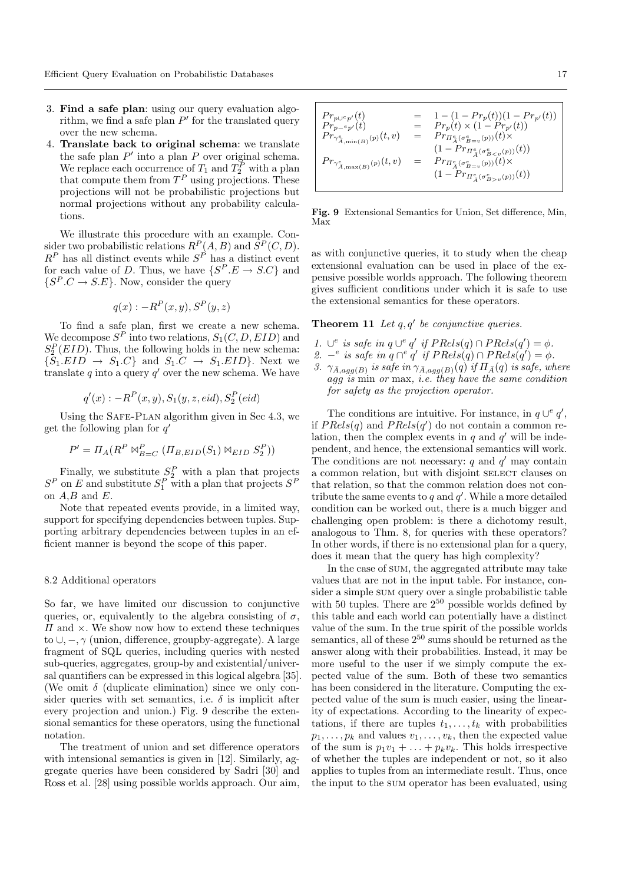3. **Find a safe plan**: using our query evaluation algorithm, we find a safe plan $P'$ for the translated query over the new schema.
4. **Translate back to original schema**: we translate the safe plan $P'$ into a plan $P$ over original schema. We replace each occurrence of $T_1$ and $T_2^P$ with a plan that compute them from $T^P$ using projections. These projections will not be probabilistic projections but normal projections without any probability calculations.

We illustrate this procedure with an example. Consider two probabilistic relations $R^P(A, B)$ and $S^P(C, D)$. $R^P$ has all distinct events while $S^P$ has a distinct event for each value of $D$. Thus, we have $\{S^P.E \rightarrow S.C\}$ and $\{S^P.C \rightarrow S.E\}$. Now, consider the query

$$q(x) : -R^P(x, y), S^P(y, z)$$

To find a safe plan, first we create a new schema. We decompose $S^P$ into two relations, $S_1(C, D, EID)$ and $S_2^P(EID)$. Thus, the following holds in the new schema: $\{S_1.EID \rightarrow S_1.C\}$ and $S_1.C \rightarrow S_1.EID\}$. Next we translate $q$ into a query $q'$ over the new schema. We have

$$q'(x) : -R^P(x, y), S_1(y, z, eid), S_2^P(eid)$$

Using the SAFE-PLAN algorithm given in Sec 4.3, we get the following plan for $q'$

$$P' = \Pi_A(R^P \bowtie^P_{B=C} (\Pi_{B,EID}(S_1) \bowtie_{EID} S_2^P))$$

Finally, we substitute $S_2^P$ with a plan that projects $S^P$ on $E$ and substitute $S_1^P$ with a plan that projects $S^P$ on $A$,$B$ and $E$.

Note that repeated events provide, in a limited way, support for specifying dependencies between tuples. Supporting arbitrary dependencies between tuples in an efficient manner is beyond the scope of this paper.

### 8.2 Additional operators

So far, we have limited our discussion to conjunctive queries, or, equivalently to the algebra consisting of $\sigma$, $\Pi$ and $\times$. We show now how to extend these techniques to $\cup, -, \gamma$ (union, difference, groupby-aggregate). A large fragment of SQL queries, including queries with nested sub-queries, aggregates, group-by and existential/universal quantifiers can be expressed in this logical algebra [35]. (We omit $\delta$ (duplicate elimination) since we only consider queries with set semantics, i.e. $\delta$ is implicit after every projection and union.) Fig. 9 describe the extensional semantics for these operators, using the functional notation.

The treatment of union and set difference operators with intensional semantics is given in [12]. Similarly, aggregate queries have been considered by Sadri [30] and Ross et al. [28] using possible worlds approach. Our aim,

$$
\begin{aligned}
Pr_{p \cup^e p'}(t) &= 1 - (1 - Pr_p(t))(1 - Pr_{p'}(t)) \\
Pr_{p -^e p'}(t) &= Pr_p(t) \times (1 - Pr_{p'}(t)) \\
Pr_{\gamma^e_{\bar{A},\min(B)}(p)}(t, v) &= Pr_{\Pi^e_{\bar{A}}(\sigma^e_{B=v}(p))}(t) \times \\
&\quad (1 - Pr_{\Pi^e_{\bar{A}}(\sigma^e_{B<v}(p))}(t)) \\
Pr_{\gamma^e_{\bar{A},\max(B)}(p)}(t, v) &= Pr_{\Pi^e_{\bar{A}}(\sigma^e_{B=v}(p))}(t) \times \\
&\quad (1 - Pr_{\Pi^e_{\bar{A}}(\sigma^e_{B>v}(p))}(t))
\end{aligned}
$$

**Fig. 9** Extensional Semantics for Union, Set difference, Min, Max

as with conjunctive queries, it to study when the cheap extensional evaluation can be used in place of the expensive possible worlds approach. The following theorem gives sufficient conditions under which it is safe to use the extensional semantics for these operators.

**Theorem 11** *Let $q, q'$ be conjunctive queries.*

1. *$\cup^e$ is safe in $q \cup^e q'$ if $PRels(q) \cap PRels(q') = \phi$.*
2. *$-^e$ is safe in $q \cap^e q'$ if $PRels(q) \cap PRels(q') = \phi$.*
3. *$\gamma_{\bar{A},agg(B)}$ is safe in $\gamma_{\bar{A},agg(B)}(q)$ if $\Pi_{\bar{A}}(q)$ is safe, where agg is* min *or* max*, i.e. they have the same condition for safety as the projection operator.*

The conditions are intuitive. For instance, in $q \cup^e q'$, if $PRels(q)$ and $PRels(q')$ do not contain a common relation, then the complex events in $q$ and $q'$ will be independent, and hence, the extensional semantics will work. The conditions are not necessary: $q$ and $q'$ may contain a common relation, but with disjoint SELECT clauses on that relation, so that the common relation does not contribute the same events to $q$ and $q'$. While a more detailed condition can be worked out, there is a much bigger and challenging open problem: is there a dichotomy result, analogous to Thm. 8, for queries with these operators? In other words, if there is no extensional plan for a query, does it mean that the query has high complexity?

In the case of SUM, the aggregated attribute may take values that are not in the input table. For instance, consider a simple SUM query over a single probabilistic table with 50 tuples. There are $2^{50}$ possible worlds defined by this table and each world can potentially have a distinct value of the sum. In the true spirit of the possible worlds semantics, all of these $2^{50}$ sums should be returned as the answer along with their probabilities. Instead, it may be more useful to the user if we simply compute the expected value of the sum. Both of these two semantics has been considered in the literature. Computing the expected value of the sum is much easier, using the linearity of expectations. According to the linearity of expectations, if there are tuples $t_1, \ldots, t_k$ with probabilities $p_1, \ldots, p_k$ and values $v_1, \ldots, v_k$, then the expected value of the sum is $p_1v_1 + \ldots + p_kv_k$. This holds irrespective of whether the tuples are independent or not, so it also applies to tuples from an intermediate result. Thus, once the input to the SUM operator has been evaluated, using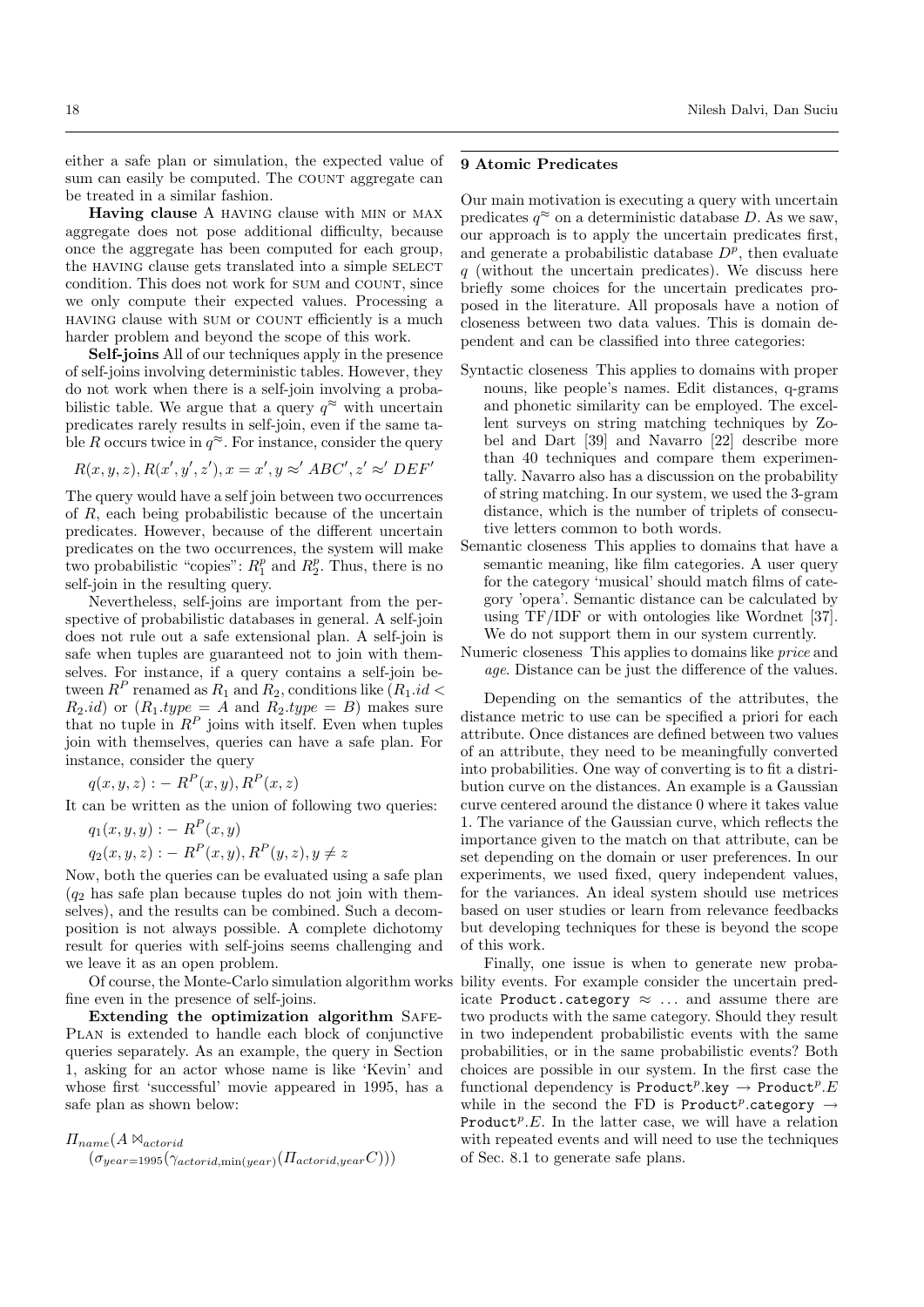either a safe plan or simulation, the expected value of sum can easily be computed. The COUNT aggregate can be treated in a similar fashion.

**Having clause** A HAVING clause with MIN or MAX aggregate does not pose additional difficulty, because once the aggregate has been computed for each group, the HAVING clause gets translated into a simple SELECT condition. This does not work for SUM and COUNT, since we only compute their expected values. Processing a HAVING clause with SUM or COUNT efficiently is a much harder problem and beyond the scope of this work.

**Self-joins** All of our techniques apply in the presence of self-joins involving deterministic tables. However, they do not work when there is a self-join involving a probabilistic table. We argue that a query $q^{\approx}$ with uncertain predicates rarely results in self-join, even if the same table $R$ occurs twice in $q^{\approx}$. For instance, consider the query

$$R(x, y, z), R(x', y', z'), x = x', y \approx' ABC', z' \approx' DEF'$$

The query would have a self join between two occurrences of $R$, each being probabilistic because of the uncertain predicates. However, because of the different uncertain predicates on the two occurrences, the system will make two probabilistic "copies": $R_1^p$ and $R_2^p$. Thus, there is no self-join in the resulting query.

Nevertheless, self-joins are important from the perspective of probabilistic databases in general. A self-join does not rule out a safe extensional plan. A self-join is safe when tuples are guaranteed not to join with themselves. For instance, if a query contains a self-join between $R^P$ renamed as $R_1$ and $R_2$, conditions like $(R_1.id < R_2.id)$ or $(R_1.type = A$ and $R_2.type = B)$ makes sure that no tuple in $R^P$ joins with itself. Even when tuples join with themselves, queries can have a safe plan. For instance, consider the query

$$q(x, y, z) :- R^P(x, y), R^P(x, z)$$

It can be written as the union of following two queries:

$$q_1(x, y, y) :- R^P(x, y)$$

$$q_2(x, y, z) :- R^P(x, y), R^P(y, z), y \neq z$$

Now, both the queries can be evaluated using a safe plan ($q_2$ has safe plan because tuples do not join with themselves), and the results can be combined. Such a decomposition is not always possible. A complete dichotomy result for queries with self-joins seems challenging and we leave it as an open problem.

Of course, the Monte-Carlo simulation algorithm works fine even in the presence of self-joins.

**Extending the optimization algorithm** SAFE-PLAN is extended to handle each block of conjunctive queries separately. As an example, the query in Section 1, asking for an actor whose name is like 'Kevin' and whose first 'successful' movie appeared in 1995, has a safe plan as shown below:

$$\Pi_{name}(A \bowtie_{actorid} (\sigma_{year=1995}(\gamma_{actorid,\min(year)}(\Pi_{actorid,year}C))))$$

## 9 Atomic Predicates

Our main motivation is executing a query with uncertain predicates $q^{\approx}$ on a deterministic database $D$. As we saw, our approach is to apply the uncertain predicates first, and generate a probabilistic database $D^p$, then evaluate $q$ (without the uncertain predicates). We discuss here briefly some choices for the uncertain predicates proposed in the literature. All proposals have a notion of closeness between two data values. This is domain dependent and can be classified into three categories:

- Syntactic closeness This applies to domains with proper nouns, like people's names. Edit distances, q-grams and phonetic similarity can be employed. The excellent surveys on string matching techniques by Zobel and Dart [39] and Navarro [22] describe more than 40 techniques and compare them experimentally. Navarro also has a discussion on the probability of string matching. In our system, we used the 3-gram distance, which is the number of triplets of consecutive letters common to both words.
- Semantic closeness This applies to domains that have a semantic meaning, like film categories. A user query for the category 'musical' should match films of category 'opera'. Semantic distance can be calculated by using TF/IDF or with ontologies like Wordnet [37]. We do not support them in our system currently.
- Numeric closeness This applies to domains like *price* and *age*. Distance can be just the difference of the values.

Depending on the semantics of the attributes, the distance metric to use can be specified a priori for each attribute. Once distances are defined between two values of an attribute, they need to be meaningfully converted into probabilities. One way of converting is to fit a distribution curve on the distances. An example is a Gaussian curve centered around the distance 0 where it takes value 1. The variance of the Gaussian curve, which reflects the importance given to the match on that attribute, can be set depending on the domain or user preferences. In our experiments, we used fixed, query independent values, for the variances. An ideal system should use metrices based on user studies or learn from relevance feedbacks but developing techniques for these is beyond the scope of this work.

Finally, one issue is when to generate new probability events. For example consider the uncertain predicate `Product.category` $\approx$ ... and assume there are two products with the same category. Should they result in two independent probabilistic events with the same probabilities, or in the same probabilistic events? Both choices are possible in our system. In the first case the functional dependency is $\texttt{Product}^p.\texttt{key} \rightarrow \texttt{Product}^p.E$ while in the second the FD is $\texttt{Product}^p.\texttt{category} \rightarrow \texttt{Product}^p.E$. In the latter case, we will have a relation with repeated events and will need to use the techniques of Sec. 8.1 to generate safe plans.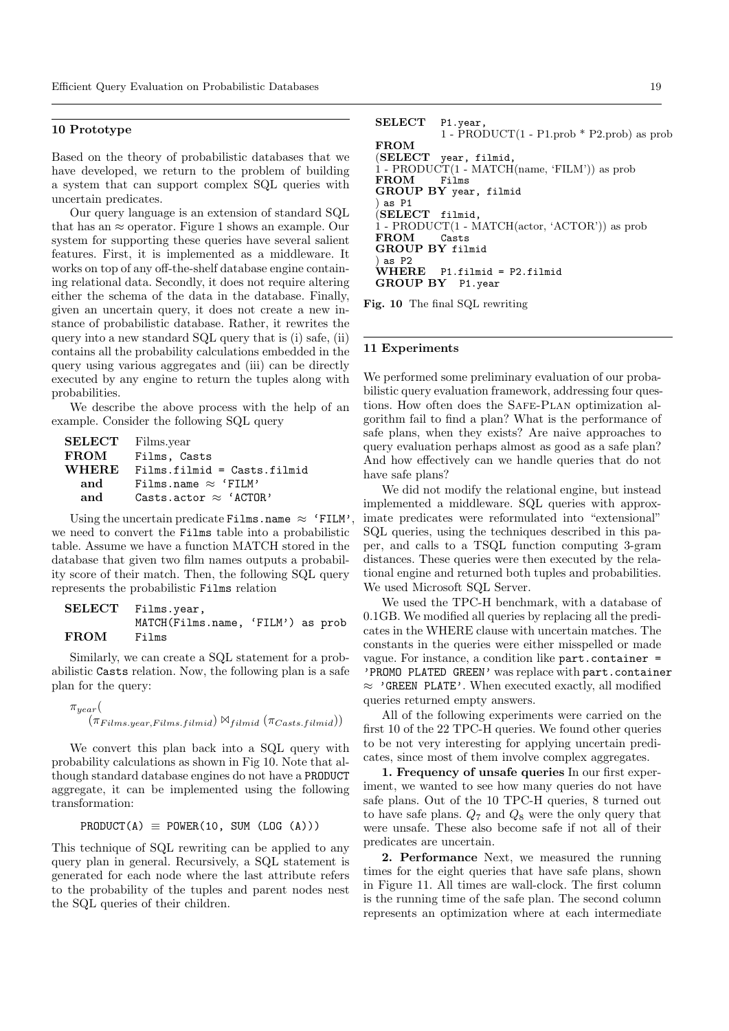## 10 Prototype

Based on the theory of probabilistic databases that we have developed, we return to the problem of building a system that can support complex SQL queries with uncertain predicates.

Our query language is an extension of standard SQL that has an $\approx$ operator. Figure 1 shows an example. Our system for supporting these queries have several salient features. First, it is implemented as a middleware. It works on top of any off-the-shelf database engine containing relational data. Secondly, it does not require altering either the schema of the data in the database. Finally, given an uncertain query, it does not create a new instance of probabilistic database. Rather, it rewrites the query into a new standard SQL query that is (i) safe, (ii) contains all the probability calculations embedded in the query using various aggregates and (iii) can be directly executed by any engine to return the tuples along with probabilities.

We describe the above process with the help of an example. Consider the following SQL query

```
SELECT  Films.year
FROM    Films, Casts
WHERE   Films.filmid = Casts.filmid
  and   Films.name ≈ 'FILM'
  and   Casts.actor ≈ 'ACTOR'
```

Using the uncertain predicate Films.name $\approx$ 'FILM', we need to convert the Films table into a probabilistic table. Assume we have a function MATCH stored in the database that given two film names outputs a probability score of their match. Then, the following SQL query represents the probabilistic Films relation

```
SELECT  Films.year,
        MATCH(Films.name, 'FILM') as prob
FROM    Films
```

Similarly, we can create a SQL statement for a probabilistic Casts relation. Now, the following plan is a safe plan for the query:

$$\pi_{year}( \\ (\pi_{Films.year,Films.filmid}) \bowtie_{filmid} (\pi_{Casts.filmid}))$$

We convert this plan back into a SQL query with probability calculations as shown in Fig 10. Note that although standard database engines do not have a PRODUCT aggregate, it can be implemented using the following transformation:

```
PRODUCT(A) ≡ POWER(10, SUM (LOG (A)))
```

This technique of SQL rewriting can be applied to any query plan in general. Recursively, a SQL statement is generated for each node where the last attribute refers to the probability of the tuples and parent nodes nest the SQL queries of their children.

```
SELECT   P1.year,
         1 - PRODUCT(1 - P1.prob * P2.prob) as prob
FROM
(SELECT  year, filmid,
1 - PRODUCT(1 - MATCH(name, 'FILM')) as prob
FROM     Films
GROUP BY year, filmid
) as P1
(SELECT  filmid,
1 - PRODUCT(1 - MATCH(actor, 'ACTOR')) as prob
FROM     Casts
GROUP BY filmid
) as P2
WHERE    P1.filmid = P2.filmid
GROUP BY  P1.year
```

**Fig. 10** The final SQL rewriting

## 11 Experiments

We performed some preliminary evaluation of our probabilistic query evaluation framework, addressing four questions. How often does the Safe-Plan optimization algorithm fail to find a plan? What is the performance of safe plans, when they exists? Are naive approaches to query evaluation perhaps almost as good as a safe plan? And how effectively can we handle queries that do not have safe plans?

We did not modify the relational engine, but instead implemented a middleware. SQL queries with approximate predicates were reformulated into "extensional" SQL queries, using the techniques described in this paper, and calls to a TSQL function computing 3-gram distances. These queries were then executed by the relational engine and returned both tuples and probabilities. We used Microsoft SQL Server.

We used the TPC-H benchmark, with a database of 0.1GB. We modified all queries by replacing all the predicates in the WHERE clause with uncertain matches. The constants in the queries were either misspelled or made vague. For instance, a condition like part.container = 'PROMO PLATED GREEN' was replace with part.container $\approx$ 'GREEN PLATE'. When executed exactly, all modified queries returned empty answers.

All of the following experiments were carried on the first 10 of the 22 TPC-H queries. We found other queries to be not very interesting for applying uncertain predicates, since most of them involve complex aggregates.

**1. Frequency of unsafe queries** In our first experiment, we wanted to see how many queries do not have safe plans. Out of the 10 TPC-H queries, 8 turned out to have safe plans. $Q_7$ and $Q_8$ were the only query that were unsafe. These also become safe if not all of their predicates are uncertain.

**2. Performance** Next, we measured the running times for the eight queries that have safe plans, shown in Figure 11. All times are wall-clock. The first column is the running time of the safe plan. The second column represents an optimization where at each intermediate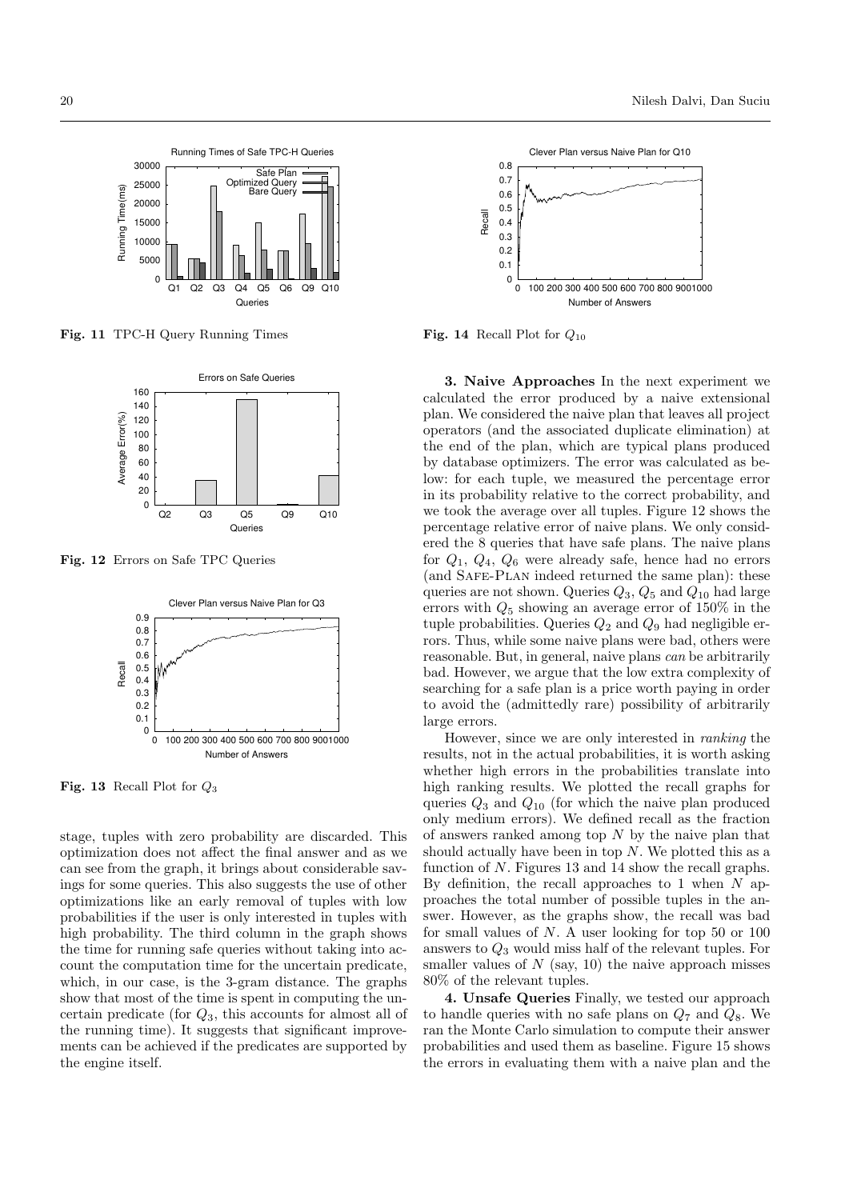Fig. 11 TPC-H Query Running Times

Fig. 12 Errors on Safe TPC Queries

Fig. 13 Recall Plot for $Q_3$

stage, tuples with zero probability are discarded. This optimization does not affect the final answer and as we can see from the graph, it brings about considerable savings for some queries. This also suggests the use of other optimizations like an early removal of tuples with low probabilities if the user is only interested in tuples with high probability. The third column in the graph shows the time for running safe queries without taking into account the computation time for the uncertain predicate, which, in our case, is the 3-gram distance. The graphs show that most of the time is spent in computing the uncertain predicate (for $Q_3$, this accounts for almost all of the running time). It suggests that significant improvements can be achieved if the predicates are supported by the engine itself.

Fig. 14 Recall Plot for $Q_{10}$

**3. Naive Approaches** In the next experiment we calculated the error produced by a naive extensional plan. We considered the naive plan that leaves all project operators (and the associated duplicate elimination) at the end of the plan, which are typical plans produced by database optimizers. The error was calculated as below: for each tuple, we measured the percentage error in its probability relative to the correct probability, and we took the average over all tuples. Figure 12 shows the percentage relative error of naive plans. We only considered the 8 queries that have safe plans. The naive plans for $Q_1$, $Q_4$, $Q_6$ were already safe, hence had no errors (and SAFE-PLAN indeed returned the same plan): these queries are not shown. Queries $Q_3$, $Q_5$ and $Q_{10}$ had large errors with $Q_5$ showing an average error of 150% in the tuple probabilities. Queries $Q_2$ and $Q_9$ had negligible errors. Thus, while some naive plans were bad, others were reasonable. But, in general, naive plans *can* be arbitrarily bad. However, we argue that the low extra complexity of searching for a safe plan is a price worth paying in order to avoid the (admittedly rare) possibility of arbitrarily large errors.

However, since we are only interested in *ranking* the results, not in the actual probabilities, it is worth asking whether high errors in the probabilities translate into high ranking results. We plotted the recall graphs for queries $Q_3$ and $Q_{10}$ (for which the naive plan produced only medium errors). We defined recall as the fraction of answers ranked among top $N$ by the naive plan that should actually have been in top $N$. We plotted this as a function of $N$. Figures 13 and 14 show the recall graphs. By definition, the recall approaches to 1 when $N$ approaches the total number of possible tuples in the answer. However, as the graphs show, the recall was bad for small values of $N$. A user looking for top 50 or 100 answers to $Q_3$ would miss half of the relevant tuples. For smaller values of $N$ (say, 10) the naive approach misses 80% of the relevant tuples.

**4. Unsafe Queries** Finally, we tested our approach to handle queries with no safe plans on $Q_7$ and $Q_8$. We ran the Monte Carlo simulation to compute their answer probabilities and used them as baseline. Figure 15 shows the errors in evaluating them with a naive plan and the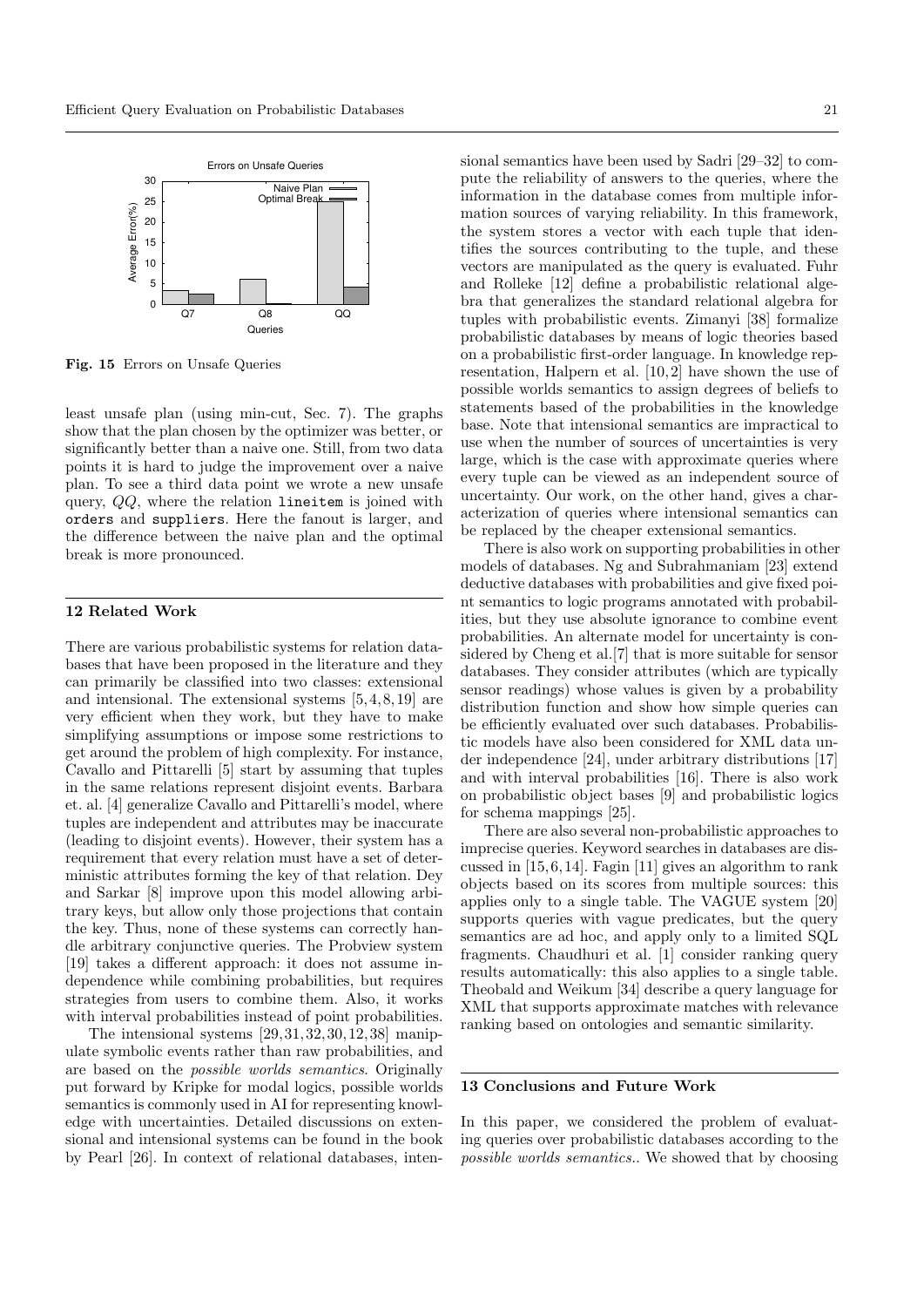Fig. 15 Errors on Unsafe Queries

least unsafe plan (using min-cut, Sec. 7). The graphs show that the plan chosen by the optimizer was better, or significantly better than a naive one. Still, from two data points it is hard to judge the improvement over a naive plan. To see a third data point we wrote a new unsafe query, $QQ$, where the relation `lineitem` is joined with `orders` and `suppliers`. Here the fanout is larger, and the difference between the naive plan and the optimal break is more pronounced.

## 12 Related Work

There are various probabilistic systems for relation databases that have been proposed in the literature and they can primarily be classified into two classes: extensional and intensional. The extensional systems [5,4,8,19] are very efficient when they work, but they have to make simplifying assumptions or impose some restrictions to get around the problem of high complexity. For instance, Cavallo and Pittarelli [5] start by assuming that tuples in the same relations represent disjoint events. Barbara et. al. [4] generalize Cavallo and Pittarelli's model, where tuples are independent and attributes may be inaccurate (leading to disjoint events). However, their system has a requirement that every relation must have a set of deterministic attributes forming the key of that relation. Dey and Sarkar [8] improve upon this model allowing arbitrary keys, but allow only those projections that contain the key. Thus, none of these systems can correctly handle arbitrary conjunctive queries. The Probview system [19] takes a different approach: it does not assume independence while combining probabilities, but requires strategies from users to combine them. Also, it works with interval probabilities instead of point probabilities.

The intensional systems [29,31,32,30,12,38] manipulate symbolic events rather than raw probabilities, and are based on the *possible worlds semantics*. Originally put forward by Kripke for modal logics, possible worlds semantics is commonly used in AI for representing knowledge with uncertainties. Detailed discussions on extensional and intensional systems can be found in the book by Pearl [26]. In context of relational databases, intensional semantics have been used by Sadri [29–32] to compute the reliability of answers to the queries, where the information in the database comes from multiple information sources of varying reliability. In this framework, the system stores a vector with each tuple that identifies the sources contributing to the tuple, and these vectors are manipulated as the query is evaluated. Fuhr and Rolleke [12] define a probabilistic relational algebra that generalizes the standard relational algebra for tuples with probabilistic events. Zimanyi [38] formalize probabilistic databases by means of logic theories based on a probabilistic first-order language. In knowledge representation, Halpern et al. [10,2] have shown the use of possible worlds semantics to assign degrees of beliefs to statements based of the probabilities in the knowledge base. Note that intensional semantics are impractical to use when the number of sources of uncertainties is very large, which is the case with approximate queries where every tuple can be viewed as an independent source of uncertainty. Our work, on the other hand, gives a characterization of queries where intensional semantics can be replaced by the cheaper extensional semantics.

There is also work on supporting probabilities in other models of databases. Ng and Subrahmaniam [23] extend deductive databases with probabilities and give fixed point semantics to logic programs annotated with probabilities, but they use absolute ignorance to combine event probabilities. An alternate model for uncertainty is considered by Cheng et al.[7] that is more suitable for sensor databases. They consider attributes (which are typically sensor readings) whose values is given by a probability distribution function and show how simple queries can be efficiently evaluated over such databases. Probabilistic models have also been considered for XML data under independence [24], under arbitrary distributions [17] and with interval probabilities [16]. There is also work on probabilistic object bases [9] and probabilistic logics for schema mappings [25].

There are also several non-probabilistic approaches to imprecise queries. Keyword searches in databases are discussed in [15,6,14]. Fagin [11] gives an algorithm to rank objects based on its scores from multiple sources: this applies only to a single table. The VAGUE system [20] supports queries with vague predicates, but the query semantics are ad hoc, and apply only to a limited SQL fragments. Chaudhuri et al. [1] consider ranking query results automatically: this also applies to a single table. Theobald and Weikum [34] describe a query language for XML that supports approximate matches with relevance ranking based on ontologies and semantic similarity.

## 13 Conclusions and Future Work

In this paper, we considered the problem of evaluating queries over probabilistic databases according to the *possible worlds semantics.*. We showed that by choosing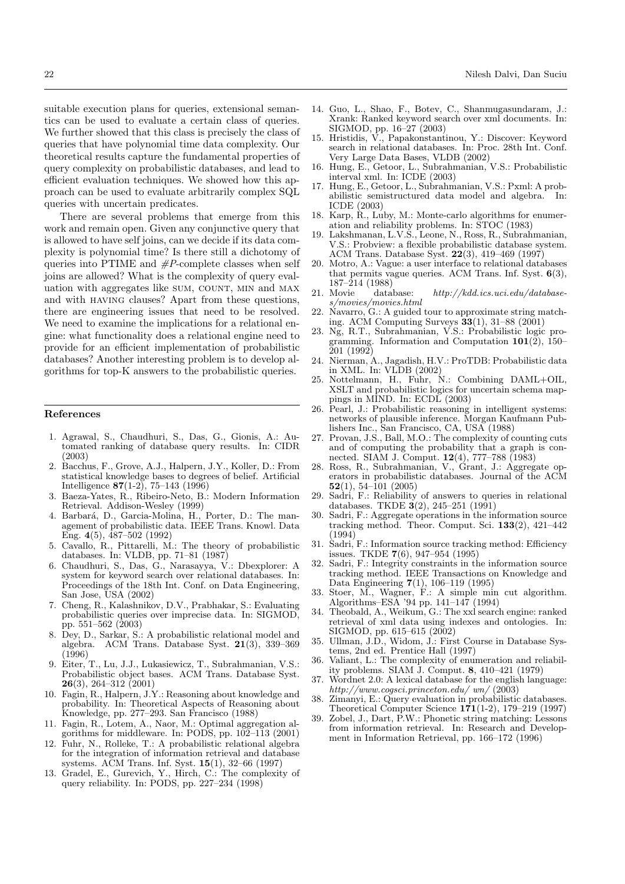suitable execution plans for queries, extensional semantics can be used to evaluate a certain class of queries. We further showed that this class is precisely the class of queries that have polynomial time data complexity. Our theoretical results capture the fundamental properties of query complexity on probabilistic databases, and lead to efficient evaluation techniques. We showed how this approach can be used to evaluate arbitrarily complex SQL queries with uncertain predicates.

There are several problems that emerge from this work and remain open. Given any conjunctive query that is allowed to have self joins, can we decide if its data complexity is polynomial time? Is there still a dichotomy of queries into PTIME and $\#P$-complete classes when self joins are allowed? What is the complexity of query evaluation with aggregates like SUM, COUNT, MIN and MAX and with HAVING clauses? Apart from these questions, there are engineering issues that need to be resolved. We need to examine the implications for a relational engine: what functionality does a relational engine need to provide for an efficient implementation of probabilistic databases? Another interesting problem is to develop algorithms for top-K answers to the probabilistic queries.

## References

1. Agrawal, S., Chaudhuri, S., Das, G., Gionis, A.: Automated ranking of database query results. In: CIDR (2003)
2. Bacchus, F., Grove, A.J., Halpern, J.Y., Koller, D.: From statistical knowledge bases to degrees of belief. Artificial Intelligence **87**(1-2), 75–143 (1996)
3. Baeza-Yates, R., Ribeiro-Neto, B.: Modern Information Retrieval. Addison-Wesley (1999)
4. Barbará, D., Garcia-Molina, H., Porter, D.: The management of probabilistic data. IEEE Trans. Knowl. Data Eng. **4**(5), 487–502 (1992)
5. Cavallo, R., Pittarelli, M.: The theory of probabilistic databases. In: VLDB, pp. 71–81 (1987)
6. Chaudhuri, S., Das, G., Narasayya, V.: Dbexplorer: A system for keyword search over relational databases. In: Proceedings of the 18th Int. Conf. on Data Engineering, San Jose, USA (2002)
7. Cheng, R., Kalashnikov, D.V., Prabhakar, S.: Evaluating probabilistic queries over imprecise data. In: SIGMOD, pp. 551–562 (2003)
8. Dey, D., Sarkar, S.: A probabilistic relational model and algebra. ACM Trans. Database Syst. **21**(3), 339–369 (1996)
9. Eiter, T., Lu, J.J., Lukasiewicz, T., Subrahmanian, V.S.: Probabilistic object bases. ACM Trans. Database Syst. **26**(3), 264–312 (2001)
10. Fagin, R., Halpern, J.Y.: Reasoning about knowledge and probability. In: Theoretical Aspects of Reasoning about Knowledge, pp. 277–293. San Francisco (1988)
11. Fagin, R., Lotem, A., Naor, M.: Optimal aggregation algorithms for middleware. In: PODS, pp. 102–113 (2001)
12. Fuhr, N., Rolleke, T.: A probabilistic relational algebra for the integration of information retrieval and database systems. ACM Trans. Inf. Syst. **15**(1), 32–66 (1997)
13. Gradel, E., Gurevich, Y., Hirch, C.: The complexity of query reliability. In: PODS, pp. 227–234 (1998)
14. Guo, L., Shao, F., Botev, C., Shanmugasundaram, J.: Xrank: Ranked keyword search over xml documents. In: SIGMOD, pp. 16–27 (2003)
15. Hristidis, V., Papakonstantinou, Y.: Discover: Keyword search in relational databases. In: Proc. 28th Int. Conf. Very Large Data Bases, VLDB (2002)
16. Hung, E., Getoor, L., Subrahmanian, V.S.: Probabilistic interval xml. In: ICDE (2003)
17. Hung, E., Getoor, L., Subrahmanian, V.S.: Pxml: A probabilistic semistructured data model and algebra. In: ICDE (2003)
18. Karp, R., Luby, M.: Monte-carlo algorithms for enumeration and reliability problems. In: STOC (1983)
19. Lakshmanan, L.V.S., Leone, N., Ross, R., Subrahmanian, V.S.: Probview: a flexible probabilistic database system. ACM Trans. Database Syst. **22**(3), 419–469 (1997)
20. Motro, A.: Vague: a user interface to relational databases that permits vague queries. ACM Trans. Inf. Syst. **6**(3), 187–214 (1988)
21. Movie database: *http://kdd.ics.uci.edu/databases/movies/movies.html*
22. Navarro, G.: A guided tour to approximate string matching. ACM Computing Surveys **33**(1), 31–88 (2001)
23. Ng, R.T., Subrahmanian, V.S.: Probabilistic logic programming. Information and Computation **101**(2), 150–201 (1992)
24. Nierman, A., Jagadish, H.V.: ProTDB: Probabilistic data in XML. In: VLDB (2002)
25. Nottelmann, H., Fuhr, N.: Combining DAML+OIL, XSLT and probabilistic logics for uncertain schema mappings in MIND. In: ECDL (2003)
26. Pearl, J.: Probabilistic reasoning in intelligent systems: networks of plausible inference. Morgan Kaufmann Publishers Inc., San Francisco, CA, USA (1988)
27. Provan, J.S., Ball, M.O.: The complexity of counting cuts and of computing the probability that a graph is connected. SIAM J. Comput. **12**(4), 777–788 (1983)
28. Ross, R., Subrahmanian, V., Grant, J.: Aggregate operators in probabilistic databases. Journal of the ACM **52**(1), 54–101 (2005)
29. Sadri, F.: Reliability of answers to queries in relational databases. TKDE **3**(2), 245–251 (1991)
30. Sadri, F.: Aggregate operations in the information source tracking method. Theor. Comput. Sci. **133**(2), 421–442 (1994)
31. Sadri, F.: Information source tracking method: Efficiency issues. TKDE **7**(6), 947–954 (1995)
32. Sadri, F.: Integrity constraints in the information source tracking method. IEEE Transactions on Knowledge and Data Engineering **7**(1), 106–119 (1995)
33. Stoer, M., Wagner, F.: A simple min cut algorithm. Algorithms–ESA '94 pp. 141–147 (1994)
34. Theobald, A., Weikum, G.: The xxl search engine: ranked retrieval of xml data using indexes and ontologies. In: SIGMOD, pp. 615–615 (2002)
35. Ullman, J.D., Widom, J.: First Course in Database Systems, 2nd ed. Prentice Hall (1997)
36. Valiant, L.: The complexity of enumeration and reliability problems. SIAM J. Comput. **8**, 410–421 (1979)
37. Wordnet 2.0: A lexical database for the english language: *http://www.cogsci.princeton.edu/ wn/* (2003)
38. Zimanyi, E.: Query evaluation in probabilistic databases. Theoretical Computer Science **171**(1-2), 179–219 (1997)
39. Zobel, J., Dart, P.W.: Phonetic string matching: Lessons from information retrieval. In: Research and Development in Information Retrieval, pp. 166–172 (1996)